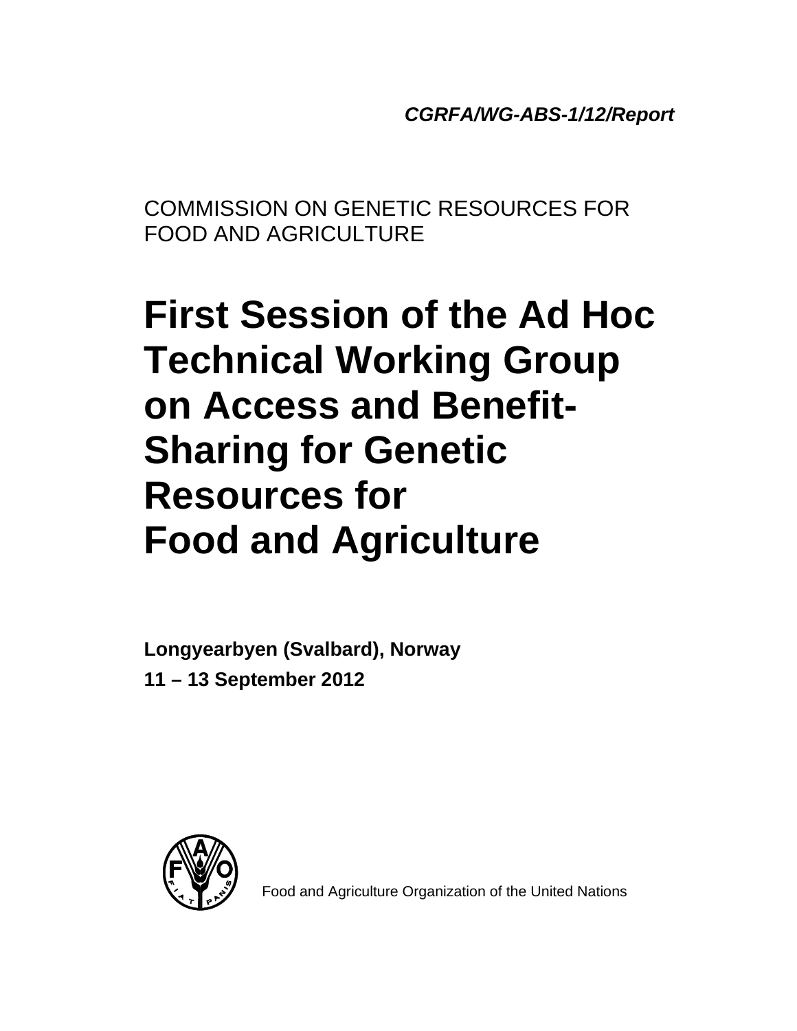*CGRFA/WG-ABS-1/12/Report*

COMMISSION ON GENETIC RESOURCES FOR FOOD AND AGRICULTURE

# First Session of the Ad Hoc Technical Working Group on Access and Benefit-Sharing for Genetic Resources for Food and Agriculture

**Longyearbyen (Svalbard), Norway**

**11 – 13 September 2012**

Food and Agriculture Organization of the United Nations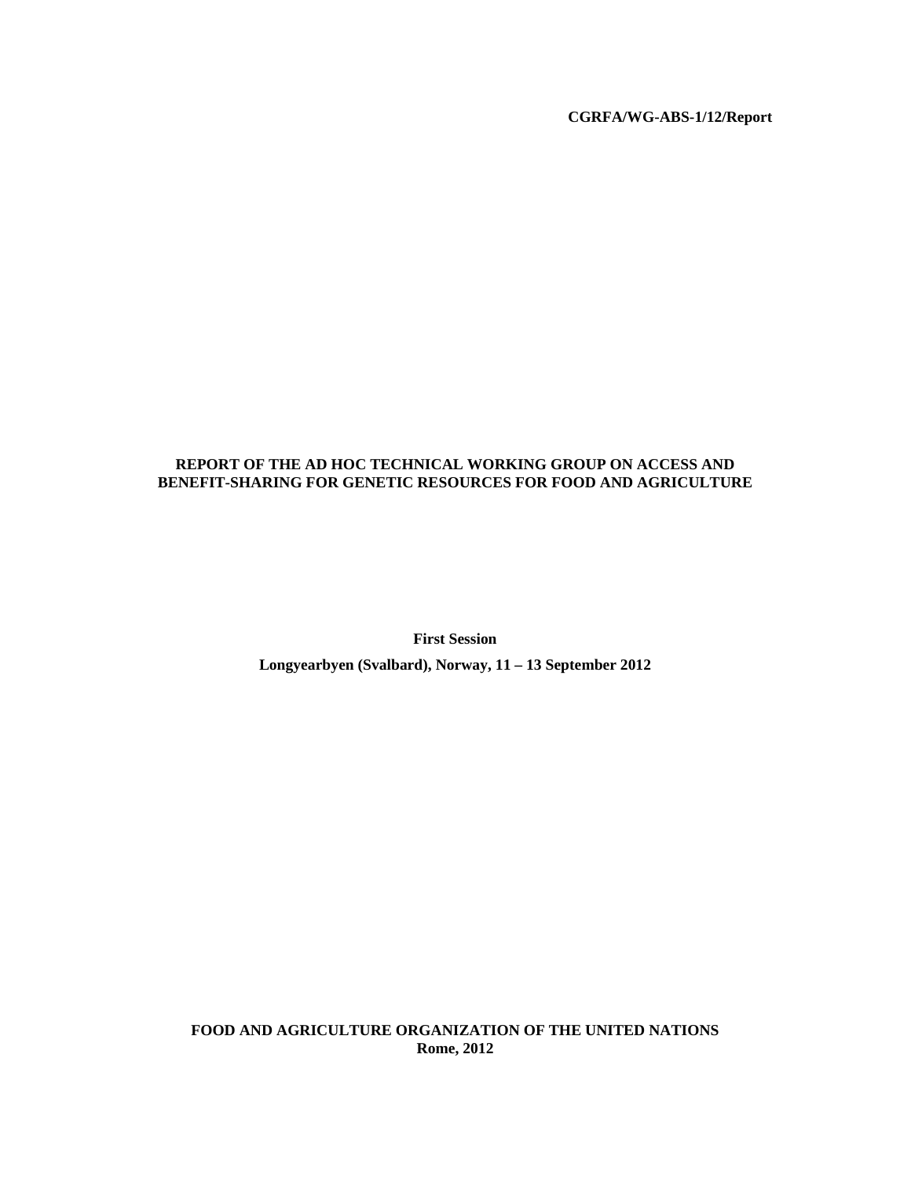**CGRFA/WG-ABS-1/12/Report**

# REPORT OF THE AD HOC TECHNICAL WORKING GROUP ON ACCESS AND BENEFIT-SHARING FOR GENETIC RESOURCES FOR FOOD AND AGRICULTURE

**First Session**

**Longyearbyen (Svalbard), Norway, 11 – 13 September 2012**

**FOOD AND AGRICULTURE ORGANIZATION OF THE UNITED NATIONS**
**Rome, 2012**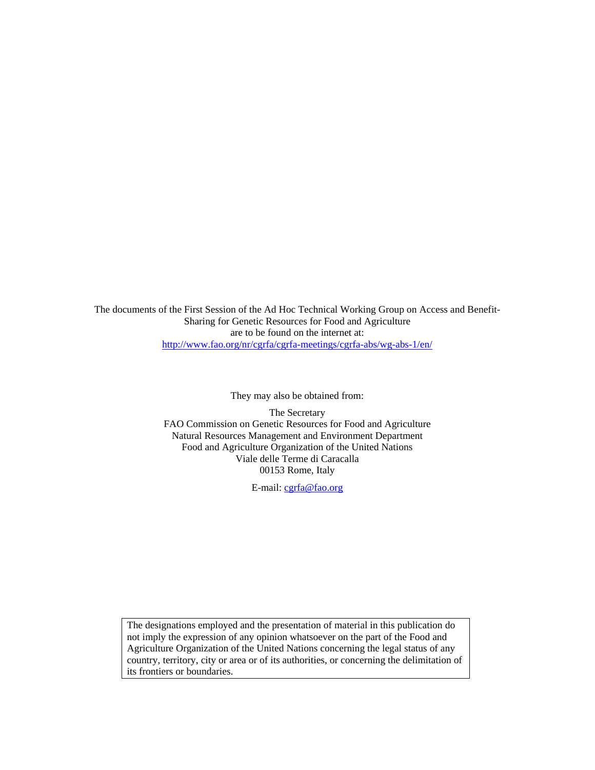The documents of the First Session of the Ad Hoc Technical Working Group on Access and Benefit-Sharing for Genetic Resources for Food and Agriculture are to be found on the internet at:
http://www.fao.org/nr/cgrfa/cgrfa-meetings/cgrfa-abs/wg-abs-1/en/

They may also be obtained from:

The Secretary
FAO Commission on Genetic Resources for Food and Agriculture
Natural Resources Management and Environment Department
Food and Agriculture Organization of the United Nations
Viale delle Terme di Caracalla
00153 Rome, Italy

E-mail: cgrfa@fao.org

The designations employed and the presentation of material in this publication do not imply the expression of any opinion whatsoever on the part of the Food and Agriculture Organization of the United Nations concerning the legal status of any country, territory, city or area or of its authorities, or concerning the delimitation of its frontiers or boundaries.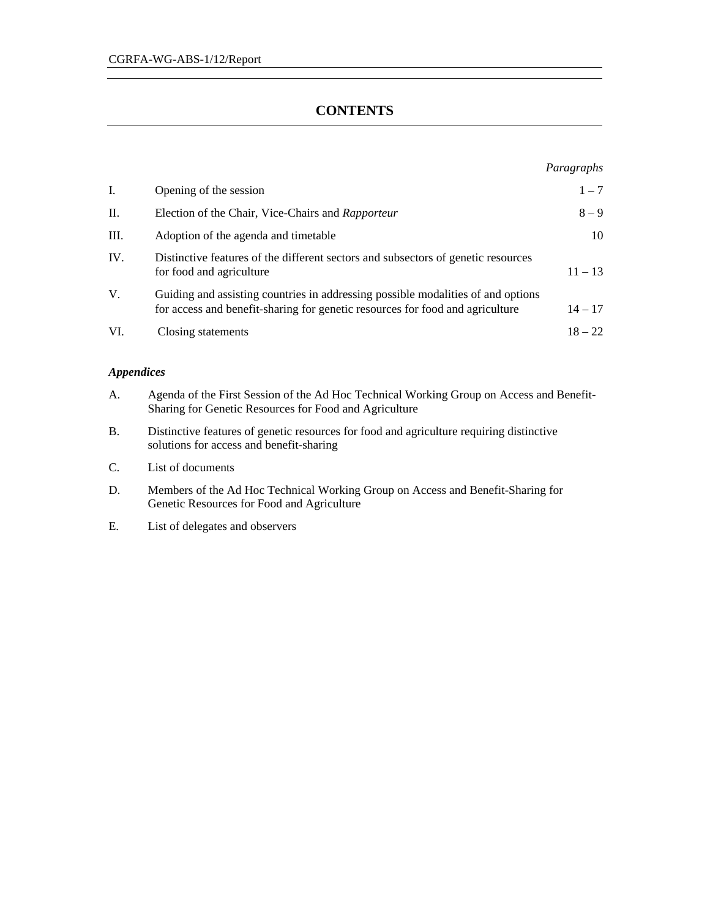# CONTENTS

| | | *Paragraphs* |
|---|---|---|
| I. | Opening of the session | 1 – 7 |
| II. | Election of the Chair, Vice-Chairs and *Rapporteur* | 8 – 9 |
| III. | Adoption of the agenda and timetable | 10 |
| IV. | Distinctive features of the different sectors and subsectors of genetic resources for food and agriculture | 11 – 13 |
| V. | Guiding and assisting countries in addressing possible modalities of and options for access and benefit-sharing for genetic resources for food and agriculture | 14 – 17 |
| VI. | Closing statements | 18 – 22 |

***Appendices***

A. Agenda of the First Session of the Ad Hoc Technical Working Group on Access and Benefit-Sharing for Genetic Resources for Food and Agriculture

B. Distinctive features of genetic resources for food and agriculture requiring distinctive solutions for access and benefit-sharing

C. List of documents

D. Members of the Ad Hoc Technical Working Group on Access and Benefit-Sharing for Genetic Resources for Food and Agriculture

E. List of delegates and observers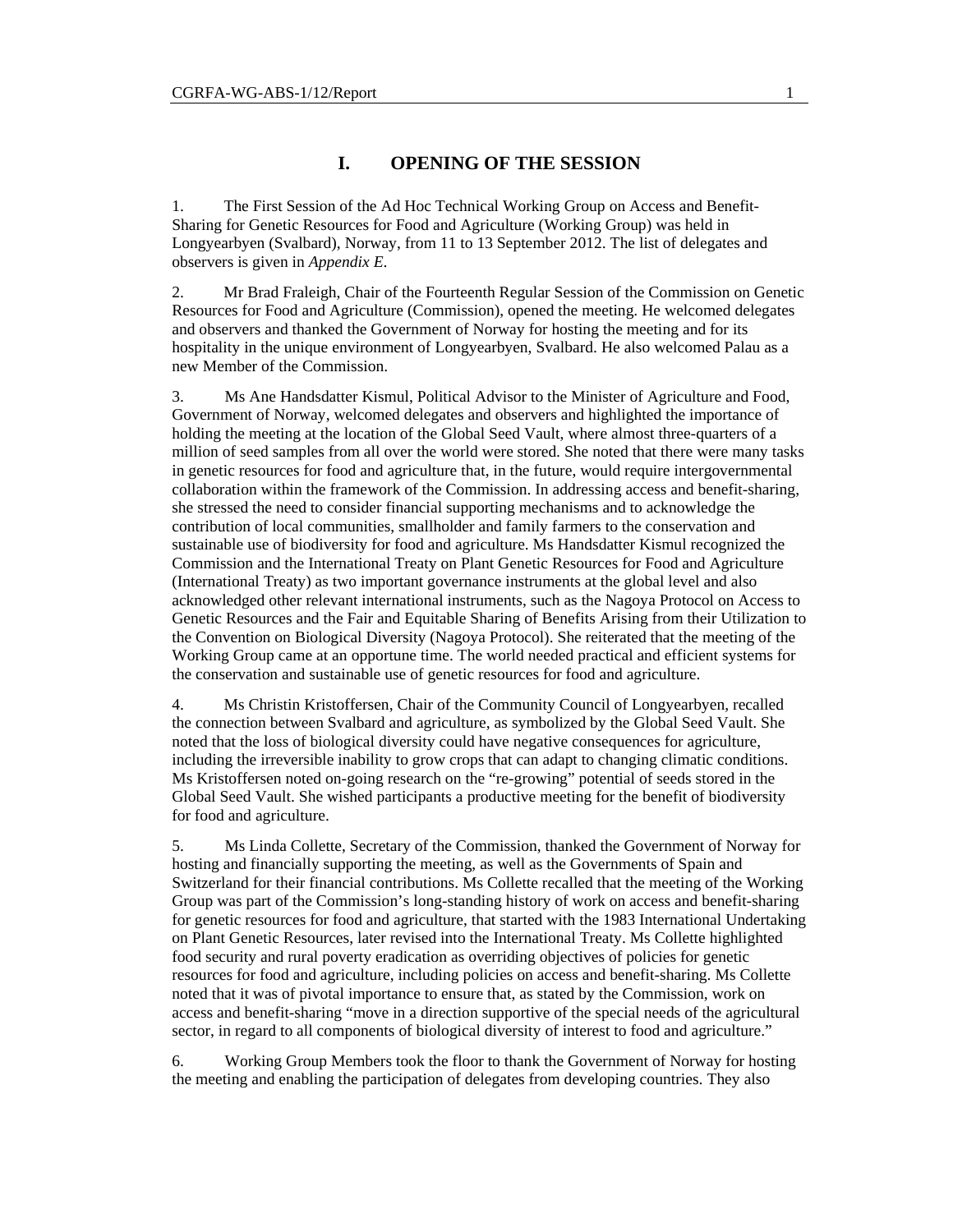# I. OPENING OF THE SESSION

1. The First Session of the Ad Hoc Technical Working Group on Access and Benefit-Sharing for Genetic Resources for Food and Agriculture (Working Group) was held in Longyearbyen (Svalbard), Norway, from 11 to 13 September 2012. The list of delegates and observers is given in *Appendix E*.

2. Mr Brad Fraleigh, Chair of the Fourteenth Regular Session of the Commission on Genetic Resources for Food and Agriculture (Commission), opened the meeting. He welcomed delegates and observers and thanked the Government of Norway for hosting the meeting and for its hospitality in the unique environment of Longyearbyen, Svalbard. He also welcomed Palau as a new Member of the Commission.

3. Ms Ane Handsdatter Kismul, Political Advisor to the Minister of Agriculture and Food, Government of Norway, welcomed delegates and observers and highlighted the importance of holding the meeting at the location of the Global Seed Vault, where almost three-quarters of a million of seed samples from all over the world were stored. She noted that there were many tasks in genetic resources for food and agriculture that, in the future, would require intergovernmental collaboration within the framework of the Commission. In addressing access and benefit-sharing, she stressed the need to consider financial supporting mechanisms and to acknowledge the contribution of local communities, smallholder and family farmers to the conservation and sustainable use of biodiversity for food and agriculture. Ms Handsdatter Kismul recognized the Commission and the International Treaty on Plant Genetic Resources for Food and Agriculture (International Treaty) as two important governance instruments at the global level and also acknowledged other relevant international instruments, such as the Nagoya Protocol on Access to Genetic Resources and the Fair and Equitable Sharing of Benefits Arising from their Utilization to the Convention on Biological Diversity (Nagoya Protocol). She reiterated that the meeting of the Working Group came at an opportune time. The world needed practical and efficient systems for the conservation and sustainable use of genetic resources for food and agriculture.

4. Ms Christin Kristoffersen, Chair of the Community Council of Longyearbyen, recalled the connection between Svalbard and agriculture, as symbolized by the Global Seed Vault. She noted that the loss of biological diversity could have negative consequences for agriculture, including the irreversible inability to grow crops that can adapt to changing climatic conditions. Ms Kristoffersen noted on-going research on the "re-growing" potential of seeds stored in the Global Seed Vault. She wished participants a productive meeting for the benefit of biodiversity for food and agriculture.

5. Ms Linda Collette, Secretary of the Commission, thanked the Government of Norway for hosting and financially supporting the meeting, as well as the Governments of Spain and Switzerland for their financial contributions. Ms Collette recalled that the meeting of the Working Group was part of the Commission's long-standing history of work on access and benefit-sharing for genetic resources for food and agriculture, that started with the 1983 International Undertaking on Plant Genetic Resources, later revised into the International Treaty. Ms Collette highlighted food security and rural poverty eradication as overriding objectives of policies for genetic resources for food and agriculture, including policies on access and benefit-sharing. Ms Collette noted that it was of pivotal importance to ensure that, as stated by the Commission, work on access and benefit-sharing "move in a direction supportive of the special needs of the agricultural sector, in regard to all components of biological diversity of interest to food and agriculture."

6. Working Group Members took the floor to thank the Government of Norway for hosting the meeting and enabling the participation of delegates from developing countries. They also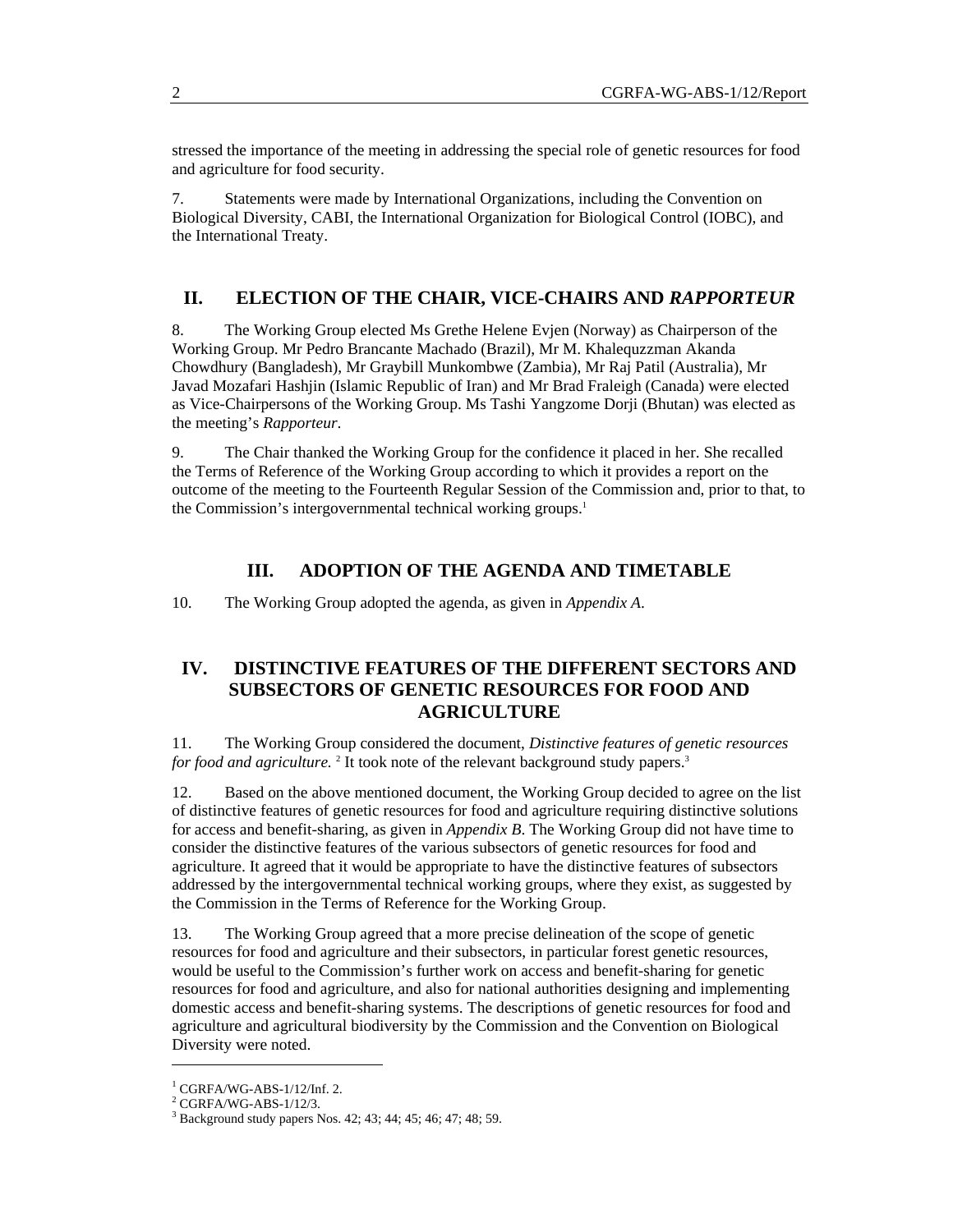stressed the importance of the meeting in addressing the special role of genetic resources for food and agriculture for food security.

7. Statements were made by International Organizations, including the Convention on Biological Diversity, CABI, the International Organization for Biological Control (IOBC), and the International Treaty.

## II. ELECTION OF THE CHAIR, VICE-CHAIRS AND *RAPPORTEUR*

8. The Working Group elected Ms Grethe Helene Evjen (Norway) as Chairperson of the Working Group. Mr Pedro Brancante Machado (Brazil), Mr M. Khalequzzman Akanda Chowdhury (Bangladesh), Mr Graybill Munkombwe (Zambia), Mr Raj Patil (Australia), Mr Javad Mozafari Hashjin (Islamic Republic of Iran) and Mr Brad Fraleigh (Canada) were elected as Vice-Chairpersons of the Working Group. Ms Tashi Yangzome Dorji (Bhutan) was elected as the meeting's *Rapporteur*.

9. The Chair thanked the Working Group for the confidence it placed in her. She recalled the Terms of Reference of the Working Group according to which it provides a report on the outcome of the meeting to the Fourteenth Regular Session of the Commission and, prior to that, to the Commission's intergovernmental technical working groups.[1]

## III. ADOPTION OF THE AGENDA AND TIMETABLE

10. The Working Group adopted the agenda, as given in *Appendix A*.

## IV. DISTINCTIVE FEATURES OF THE DIFFERENT SECTORS AND SUBSECTORS OF GENETIC RESOURCES FOR FOOD AND AGRICULTURE

11. The Working Group considered the document, *Distinctive features of genetic resources for food and agriculture.* [2] It took note of the relevant background study papers.[3]

12. Based on the above mentioned document, the Working Group decided to agree on the list of distinctive features of genetic resources for food and agriculture requiring distinctive solutions for access and benefit-sharing, as given in *Appendix B*. The Working Group did not have time to consider the distinctive features of the various subsectors of genetic resources for food and agriculture. It agreed that it would be appropriate to have the distinctive features of subsectors addressed by the intergovernmental technical working groups, where they exist, as suggested by the Commission in the Terms of Reference for the Working Group.

13. The Working Group agreed that a more precise delineation of the scope of genetic resources for food and agriculture and their subsectors, in particular forest genetic resources, would be useful to the Commission's further work on access and benefit-sharing for genetic resources for food and agriculture, and also for national authorities designing and implementing domestic access and benefit-sharing systems. The descriptions of genetic resources for food and agriculture and agricultural biodiversity by the Commission and the Convention on Biological Diversity were noted.

---

[1] CGRFA/WG-ABS-1/12/Inf. 2.

[2] CGRFA/WG-ABS-1/12/3.

[3] Background study papers Nos. 42; 43; 44; 45; 46; 47; 48; 59.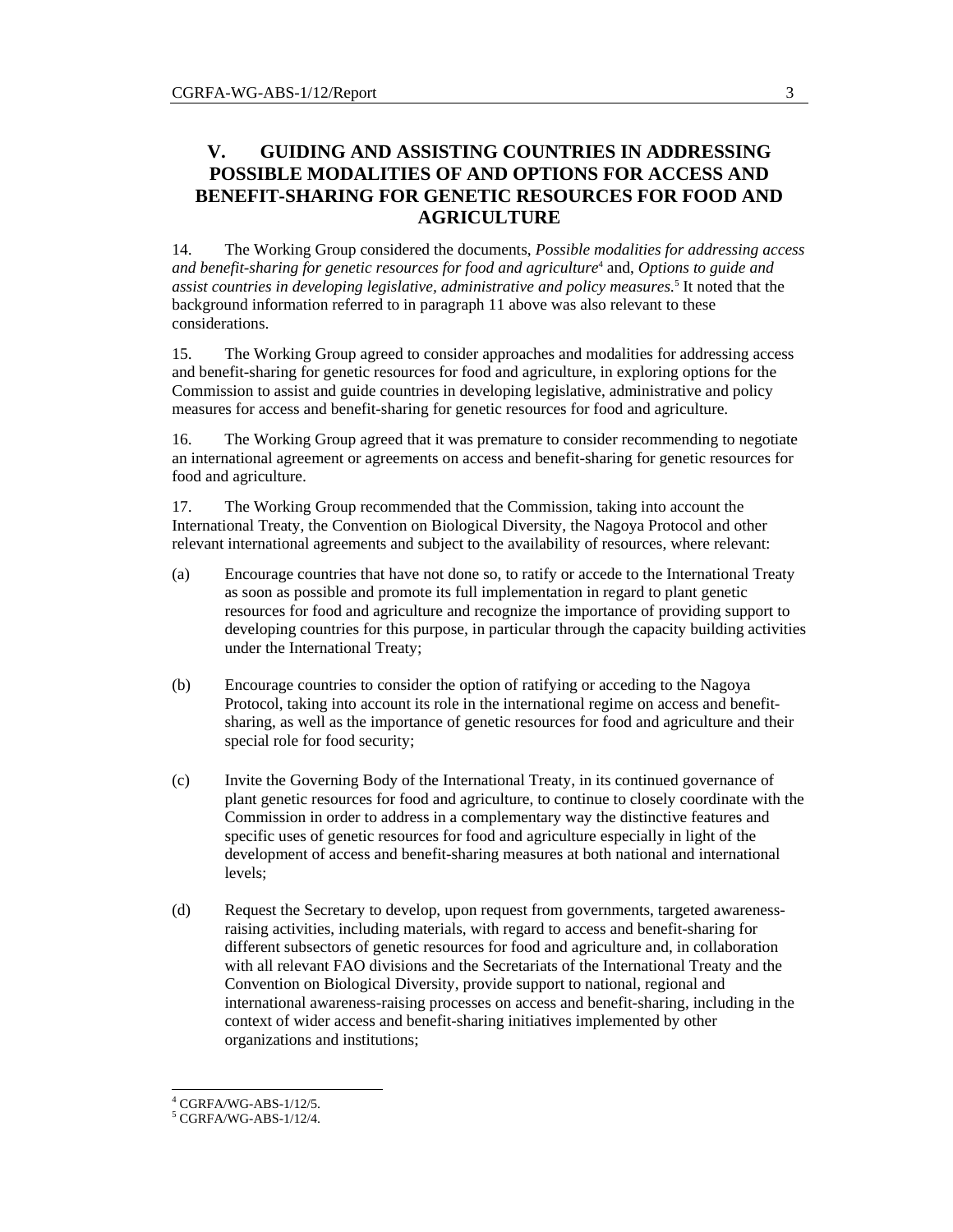## V. GUIDING AND ASSISTING COUNTRIES IN ADDRESSING POSSIBLE MODALITIES OF AND OPTIONS FOR ACCESS AND BENEFIT-SHARING FOR GENETIC RESOURCES FOR FOOD AND AGRICULTURE

14. The Working Group considered the documents, *Possible modalities for addressing access and benefit-sharing for genetic resources for food and agriculture*[4] and, *Options to guide and assist countries in developing legislative, administrative and policy measures.*[5] It noted that the background information referred to in paragraph 11 above was also relevant to these considerations.

15. The Working Group agreed to consider approaches and modalities for addressing access and benefit-sharing for genetic resources for food and agriculture, in exploring options for the Commission to assist and guide countries in developing legislative, administrative and policy measures for access and benefit-sharing for genetic resources for food and agriculture.

16. The Working Group agreed that it was premature to consider recommending to negotiate an international agreement or agreements on access and benefit-sharing for genetic resources for food and agriculture.

17. The Working Group recommended that the Commission, taking into account the International Treaty, the Convention on Biological Diversity, the Nagoya Protocol and other relevant international agreements and subject to the availability of resources, where relevant:

(a) Encourage countries that have not done so, to ratify or accede to the International Treaty as soon as possible and promote its full implementation in regard to plant genetic resources for food and agriculture and recognize the importance of providing support to developing countries for this purpose, in particular through the capacity building activities under the International Treaty;

(b) Encourage countries to consider the option of ratifying or acceding to the Nagoya Protocol, taking into account its role in the international regime on access and benefit-sharing, as well as the importance of genetic resources for food and agriculture and their special role for food security;

(c) Invite the Governing Body of the International Treaty, in its continued governance of plant genetic resources for food and agriculture, to continue to closely coordinate with the Commission in order to address in a complementary way the distinctive features and specific uses of genetic resources for food and agriculture especially in light of the development of access and benefit-sharing measures at both national and international levels;

(d) Request the Secretary to develop, upon request from governments, targeted awareness-raising activities, including materials, with regard to access and benefit-sharing for different subsectors of genetic resources for food and agriculture and, in collaboration with all relevant FAO divisions and the Secretariats of the International Treaty and the Convention on Biological Diversity, provide support to national, regional and international awareness-raising processes on access and benefit-sharing, including in the context of wider access and benefit-sharing initiatives implemented by other organizations and institutions;

[4] CGRFA/WG-ABS-1/12/5.
[5] CGRFA/WG-ABS-1/12/4.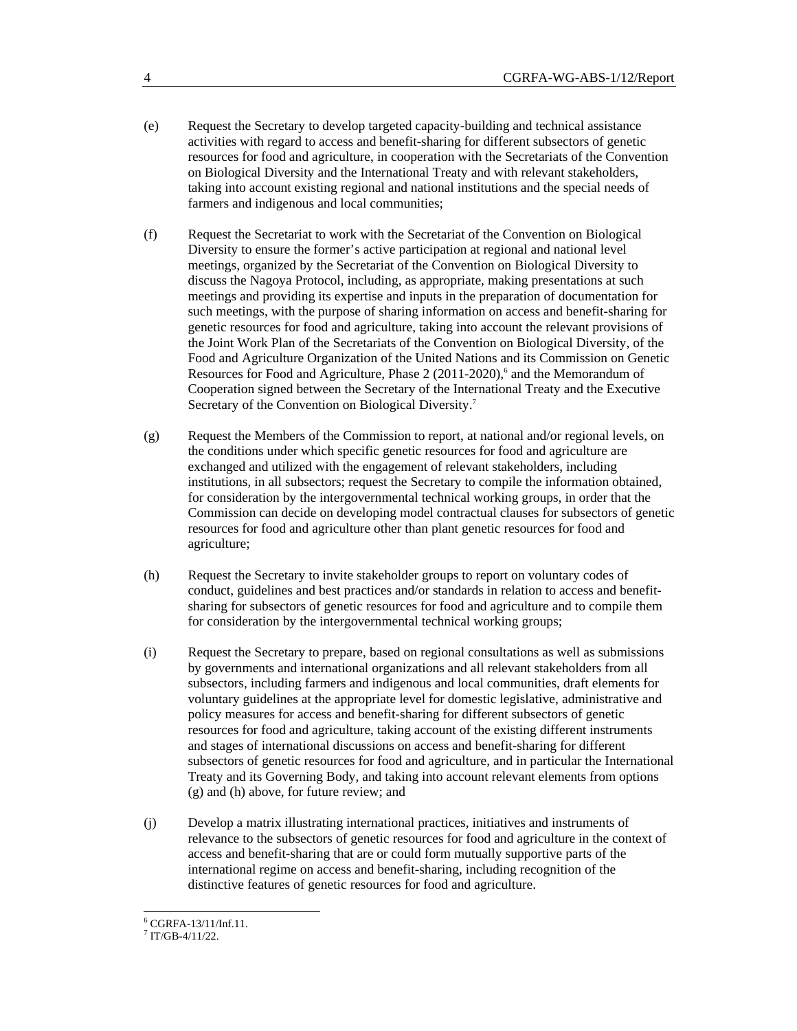(e) Request the Secretary to develop targeted capacity-building and technical assistance activities with regard to access and benefit-sharing for different subsectors of genetic resources for food and agriculture, in cooperation with the Secretariats of the Convention on Biological Diversity and the International Treaty and with relevant stakeholders, taking into account existing regional and national institutions and the special needs of farmers and indigenous and local communities;

(f) Request the Secretariat to work with the Secretariat of the Convention on Biological Diversity to ensure the former's active participation at regional and national level meetings, organized by the Secretariat of the Convention on Biological Diversity to discuss the Nagoya Protocol, including, as appropriate, making presentations at such meetings and providing its expertise and inputs in the preparation of documentation for such meetings, with the purpose of sharing information on access and benefit-sharing for genetic resources for food and agriculture, taking into account the relevant provisions of the Joint Work Plan of the Secretariats of the Convention on Biological Diversity, of the Food and Agriculture Organization of the United Nations and its Commission on Genetic Resources for Food and Agriculture, Phase 2 (2011-2020),[6] and the Memorandum of Cooperation signed between the Secretary of the International Treaty and the Executive Secretary of the Convention on Biological Diversity.[7]

(g) Request the Members of the Commission to report, at national and/or regional levels, on the conditions under which specific genetic resources for food and agriculture are exchanged and utilized with the engagement of relevant stakeholders, including institutions, in all subsectors; request the Secretary to compile the information obtained, for consideration by the intergovernmental technical working groups, in order that the Commission can decide on developing model contractual clauses for subsectors of genetic resources for food and agriculture other than plant genetic resources for food and agriculture;

(h) Request the Secretary to invite stakeholder groups to report on voluntary codes of conduct, guidelines and best practices and/or standards in relation to access and benefit-sharing for subsectors of genetic resources for food and agriculture and to compile them for consideration by the intergovernmental technical working groups;

(i) Request the Secretary to prepare, based on regional consultations as well as submissions by governments and international organizations and all relevant stakeholders from all subsectors, including farmers and indigenous and local communities, draft elements for voluntary guidelines at the appropriate level for domestic legislative, administrative and policy measures for access and benefit-sharing for different subsectors of genetic resources for food and agriculture, taking account of the existing different instruments and stages of international discussions on access and benefit-sharing for different subsectors of genetic resources for food and agriculture, and in particular the International Treaty and its Governing Body, and taking into account relevant elements from options (g) and (h) above, for future review; and

(j) Develop a matrix illustrating international practices, initiatives and instruments of relevance to the subsectors of genetic resources for food and agriculture in the context of access and benefit-sharing that are or could form mutually supportive parts of the international regime on access and benefit-sharing, including recognition of the distinctive features of genetic resources for food and agriculture.

[6] CGRFA-13/11/Inf.11.
[7] IT/GB-4/11/22.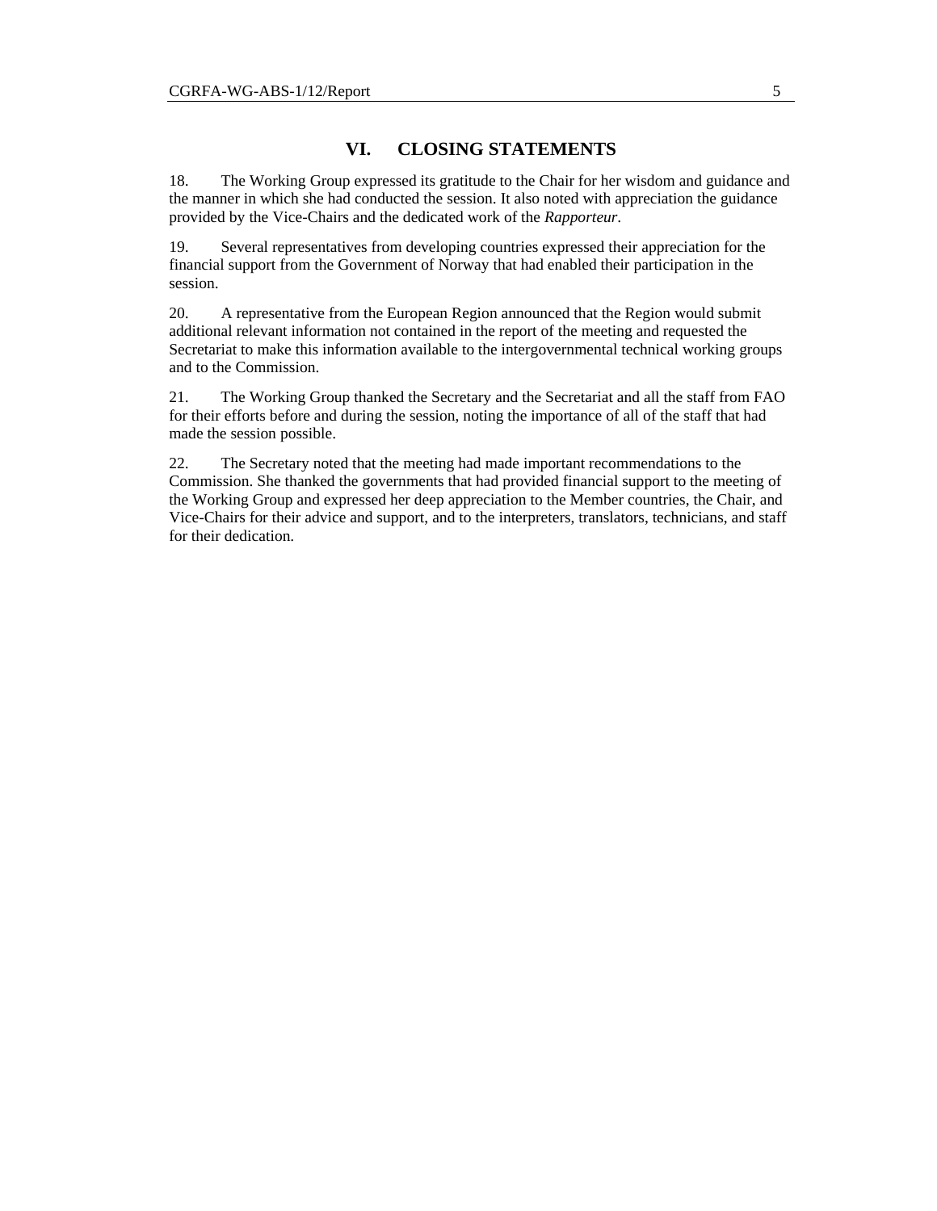## VI. CLOSING STATEMENTS

18. The Working Group expressed its gratitude to the Chair for her wisdom and guidance and the manner in which she had conducted the session. It also noted with appreciation the guidance provided by the Vice-Chairs and the dedicated work of the *Rapporteur*.

19. Several representatives from developing countries expressed their appreciation for the financial support from the Government of Norway that had enabled their participation in the session.

20. A representative from the European Region announced that the Region would submit additional relevant information not contained in the report of the meeting and requested the Secretariat to make this information available to the intergovernmental technical working groups and to the Commission.

21. The Working Group thanked the Secretary and the Secretariat and all the staff from FAO for their efforts before and during the session, noting the importance of all of the staff that had made the session possible.

22. The Secretary noted that the meeting had made important recommendations to the Commission. She thanked the governments that had provided financial support to the meeting of the Working Group and expressed her deep appreciation to the Member countries, the Chair, and Vice-Chairs for their advice and support, and to the interpreters, translators, technicians, and staff for their dedication.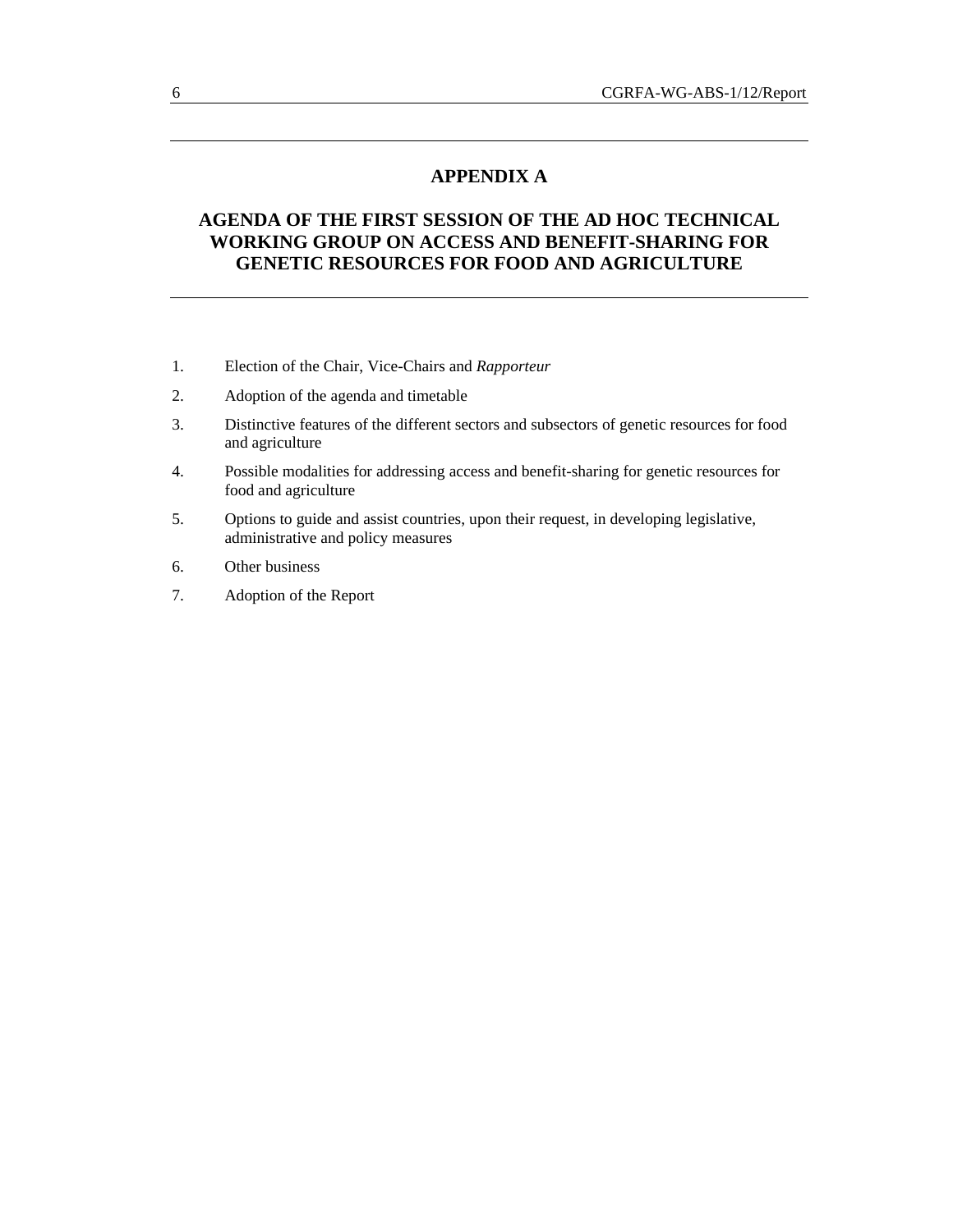# APPENDIX A

## AGENDA OF THE FIRST SESSION OF THE AD HOC TECHNICAL WORKING GROUP ON ACCESS AND BENEFIT-SHARING FOR GENETIC RESOURCES FOR FOOD AND AGRICULTURE

1. Election of the Chair, Vice-Chairs and *Rapporteur*
2. Adoption of the agenda and timetable
3. Distinctive features of the different sectors and subsectors of genetic resources for food and agriculture
4. Possible modalities for addressing access and benefit-sharing for genetic resources for food and agriculture
5. Options to guide and assist countries, upon their request, in developing legislative, administrative and policy measures
6. Other business
7. Adoption of the Report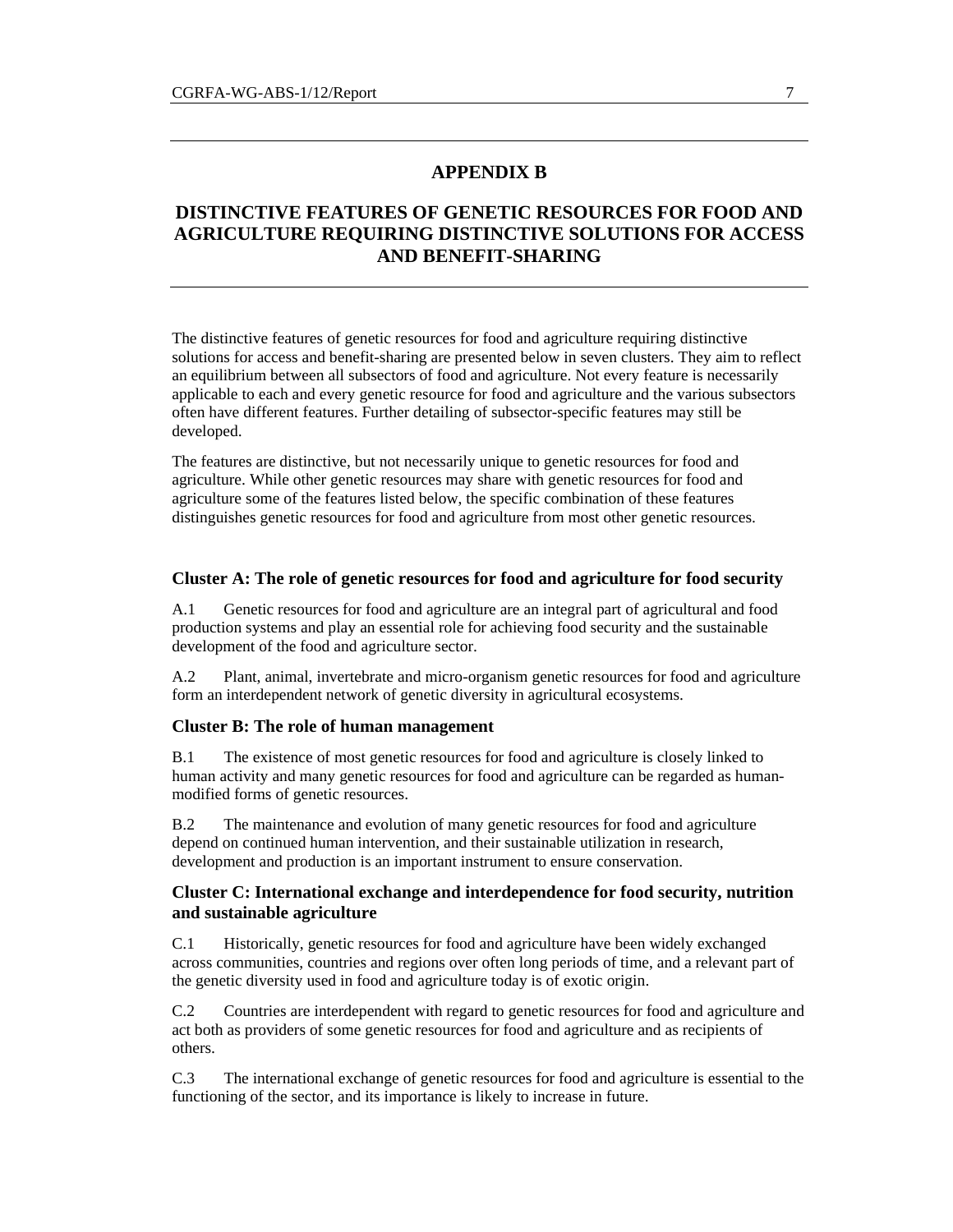## APPENDIX B

## DISTINCTIVE FEATURES OF GENETIC RESOURCES FOR FOOD AND AGRICULTURE REQUIRING DISTINCTIVE SOLUTIONS FOR ACCESS AND BENEFIT-SHARING

The distinctive features of genetic resources for food and agriculture requiring distinctive solutions for access and benefit-sharing are presented below in seven clusters. They aim to reflect an equilibrium between all subsectors of food and agriculture. Not every feature is necessarily applicable to each and every genetic resource for food and agriculture and the various subsectors often have different features. Further detailing of subsector-specific features may still be developed.

The features are distinctive, but not necessarily unique to genetic resources for food and agriculture. While other genetic resources may share with genetic resources for food and agriculture some of the features listed below, the specific combination of these features distinguishes genetic resources for food and agriculture from most other genetic resources.

### Cluster A: The role of genetic resources for food and agriculture for food security

A.1 Genetic resources for food and agriculture are an integral part of agricultural and food production systems and play an essential role for achieving food security and the sustainable development of the food and agriculture sector.

A.2 Plant, animal, invertebrate and micro-organism genetic resources for food and agriculture form an interdependent network of genetic diversity in agricultural ecosystems.

### Cluster B: The role of human management

B.1 The existence of most genetic resources for food and agriculture is closely linked to human activity and many genetic resources for food and agriculture can be regarded as human-modified forms of genetic resources.

B.2 The maintenance and evolution of many genetic resources for food and agriculture depend on continued human intervention, and their sustainable utilization in research, development and production is an important instrument to ensure conservation.

### Cluster C: International exchange and interdependence for food security, nutrition and sustainable agriculture

C.1 Historically, genetic resources for food and agriculture have been widely exchanged across communities, countries and regions over often long periods of time, and a relevant part of the genetic diversity used in food and agriculture today is of exotic origin.

C.2 Countries are interdependent with regard to genetic resources for food and agriculture and act both as providers of some genetic resources for food and agriculture and as recipients of others.

C.3 The international exchange of genetic resources for food and agriculture is essential to the functioning of the sector, and its importance is likely to increase in future.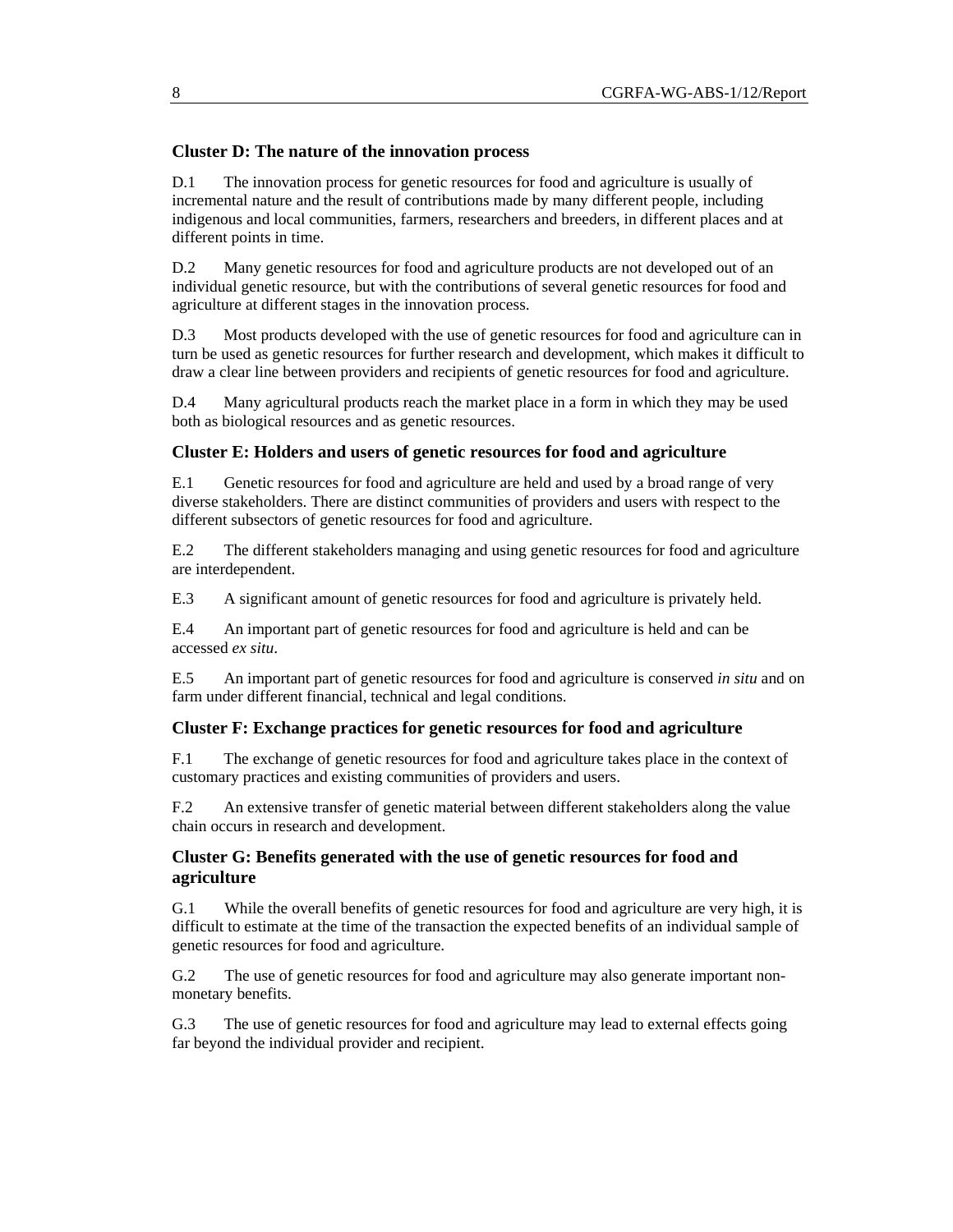### Cluster D: The nature of the innovation process

D.1 The innovation process for genetic resources for food and agriculture is usually of incremental nature and the result of contributions made by many different people, including indigenous and local communities, farmers, researchers and breeders, in different places and at different points in time.

D.2 Many genetic resources for food and agriculture products are not developed out of an individual genetic resource, but with the contributions of several genetic resources for food and agriculture at different stages in the innovation process.

D.3 Most products developed with the use of genetic resources for food and agriculture can in turn be used as genetic resources for further research and development, which makes it difficult to draw a clear line between providers and recipients of genetic resources for food and agriculture.

D.4 Many agricultural products reach the market place in a form in which they may be used both as biological resources and as genetic resources.

### Cluster E: Holders and users of genetic resources for food and agriculture

E.1 Genetic resources for food and agriculture are held and used by a broad range of very diverse stakeholders. There are distinct communities of providers and users with respect to the different subsectors of genetic resources for food and agriculture.

E.2 The different stakeholders managing and using genetic resources for food and agriculture are interdependent.

E.3 A significant amount of genetic resources for food and agriculture is privately held.

E.4 An important part of genetic resources for food and agriculture is held and can be accessed *ex situ*.

E.5 An important part of genetic resources for food and agriculture is conserved *in situ* and on farm under different financial, technical and legal conditions.

### Cluster F: Exchange practices for genetic resources for food and agriculture

F.1 The exchange of genetic resources for food and agriculture takes place in the context of customary practices and existing communities of providers and users.

F.2 An extensive transfer of genetic material between different stakeholders along the value chain occurs in research and development.

### Cluster G: Benefits generated with the use of genetic resources for food and agriculture

G.1 While the overall benefits of genetic resources for food and agriculture are very high, it is difficult to estimate at the time of the transaction the expected benefits of an individual sample of genetic resources for food and agriculture.

G.2 The use of genetic resources for food and agriculture may also generate important non-monetary benefits.

G.3 The use of genetic resources for food and agriculture may lead to external effects going far beyond the individual provider and recipient.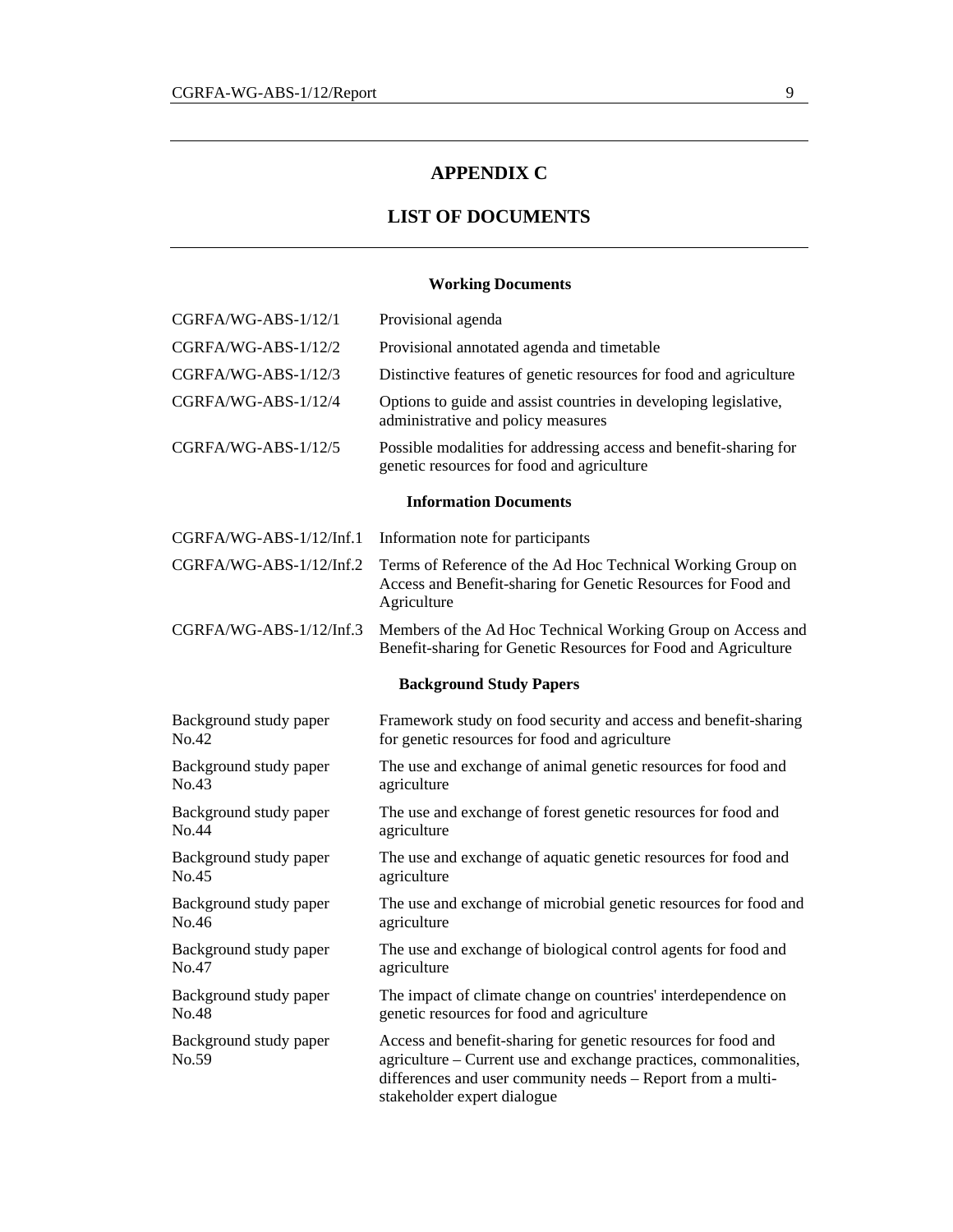# APPENDIX C

# LIST OF DOCUMENTS

### Working Documents

| | |
|---|---|
| CGRFA/WG-ABS-1/12/1 | Provisional agenda |
| CGRFA/WG-ABS-1/12/2 | Provisional annotated agenda and timetable |
| CGRFA/WG-ABS-1/12/3 | Distinctive features of genetic resources for food and agriculture |
| CGRFA/WG-ABS-1/12/4 | Options to guide and assist countries in developing legislative, administrative and policy measures |
| CGRFA/WG-ABS-1/12/5 | Possible modalities for addressing access and benefit-sharing for genetic resources for food and agriculture |

### Information Documents

| | |
|---|---|
| CGRFA/WG-ABS-1/12/Inf.1 | Information note for participants |
| CGRFA/WG-ABS-1/12/Inf.2 | Terms of Reference of the Ad Hoc Technical Working Group on Access and Benefit-sharing for Genetic Resources for Food and Agriculture |
| CGRFA/WG-ABS-1/12/Inf.3 | Members of the Ad Hoc Technical Working Group on Access and Benefit-sharing for Genetic Resources for Food and Agriculture |

### Background Study Papers

| | |
|---|---|
| Background study paper No.42 | Framework study on food security and access and benefit-sharing for genetic resources for food and agriculture |
| Background study paper No.43 | The use and exchange of animal genetic resources for food and agriculture |
| Background study paper No.44 | The use and exchange of forest genetic resources for food and agriculture |
| Background study paper No.45 | The use and exchange of aquatic genetic resources for food and agriculture |
| Background study paper No.46 | The use and exchange of microbial genetic resources for food and agriculture |
| Background study paper No.47 | The use and exchange of biological control agents for food and agriculture |
| Background study paper No.48 | The impact of climate change on countries' interdependence on genetic resources for food and agriculture |
| Background study paper No.59 | Access and benefit-sharing for genetic resources for food and agriculture – Current use and exchange practices, commonalities, differences and user community needs – Report from a multi-stakeholder expert dialogue |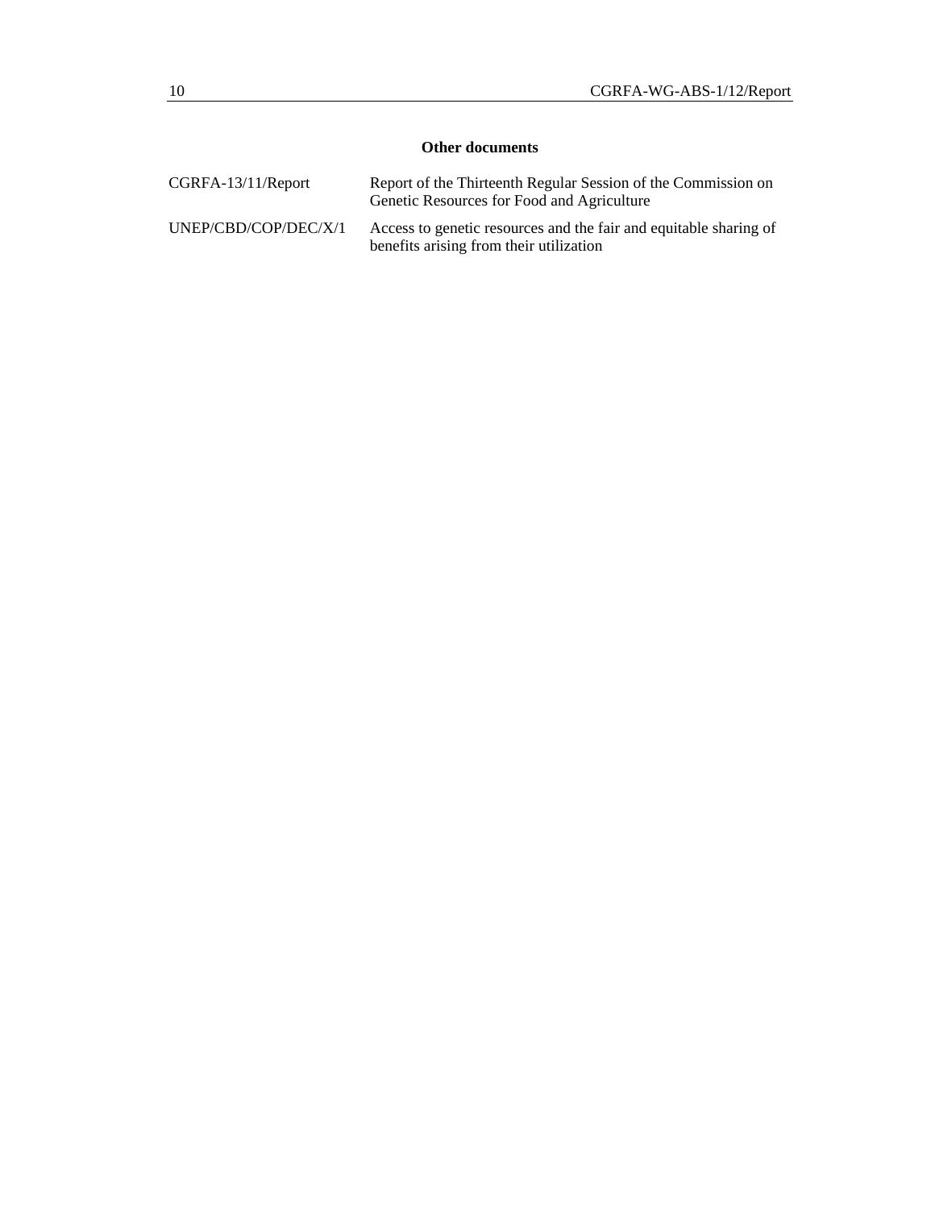**Other documents**

| | |
|---|---|
| CGRFA-13/11/Report | Report of the Thirteenth Regular Session of the Commission on Genetic Resources for Food and Agriculture |
| UNEP/CBD/COP/DEC/X/1 | Access to genetic resources and the fair and equitable sharing of benefits arising from their utilization |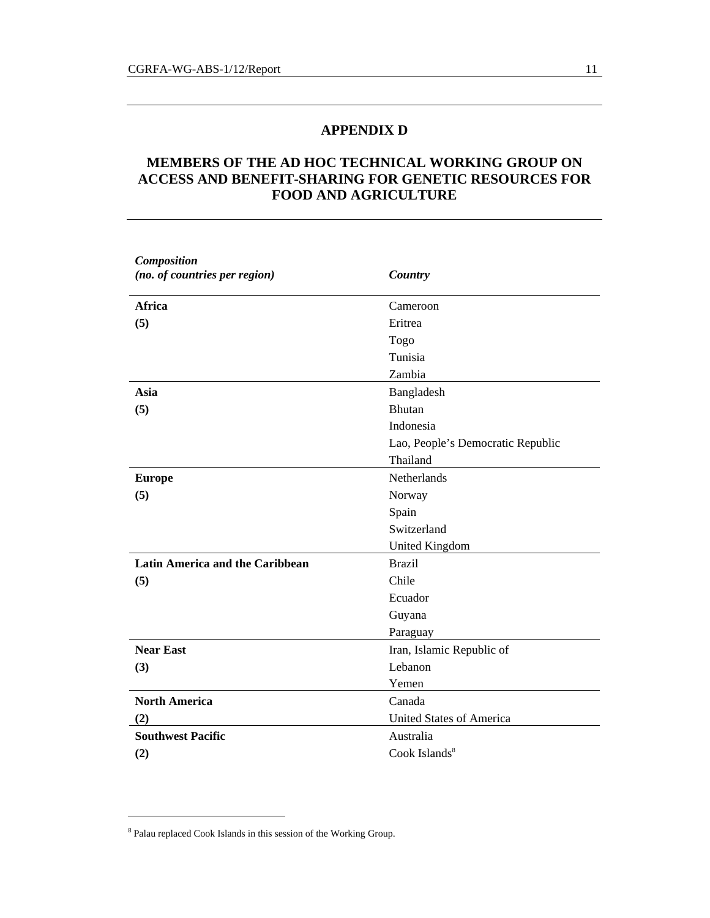# APPENDIX D

## MEMBERS OF THE AD HOC TECHNICAL WORKING GROUP ON ACCESS AND BENEFIT-SHARING FOR GENETIC RESOURCES FOR FOOD AND AGRICULTURE

| ***Composition*** ***(no. of countries per region)*** | ***Country*** |
|---|---|
| **Africa** | Cameroon |
| **(5)** | Eritrea |
| | Togo |
| | Tunisia |
| | Zambia |
| **Asia** | Bangladesh |
| **(5)** | Bhutan |
| | Indonesia |
| | Lao, People's Democratic Republic |
| | Thailand |
| **Europe** | Netherlands |
| **(5)** | Norway |
| | Spain |
| | Switzerland |
| | United Kingdom |
| **Latin America and the Caribbean** | Brazil |
| **(5)** | Chile |
| | Ecuador |
| | Guyana |
| | Paraguay |
| **Near East** | Iran, Islamic Republic of |
| **(3)** | Lebanon |
| | Yemen |
| **North America** | Canada |
| **(2)** | United States of America |
| **Southwest Pacific** | Australia |
| **(2)** | Cook Islands[8] |

[8] Palau replaced Cook Islands in this session of the Working Group.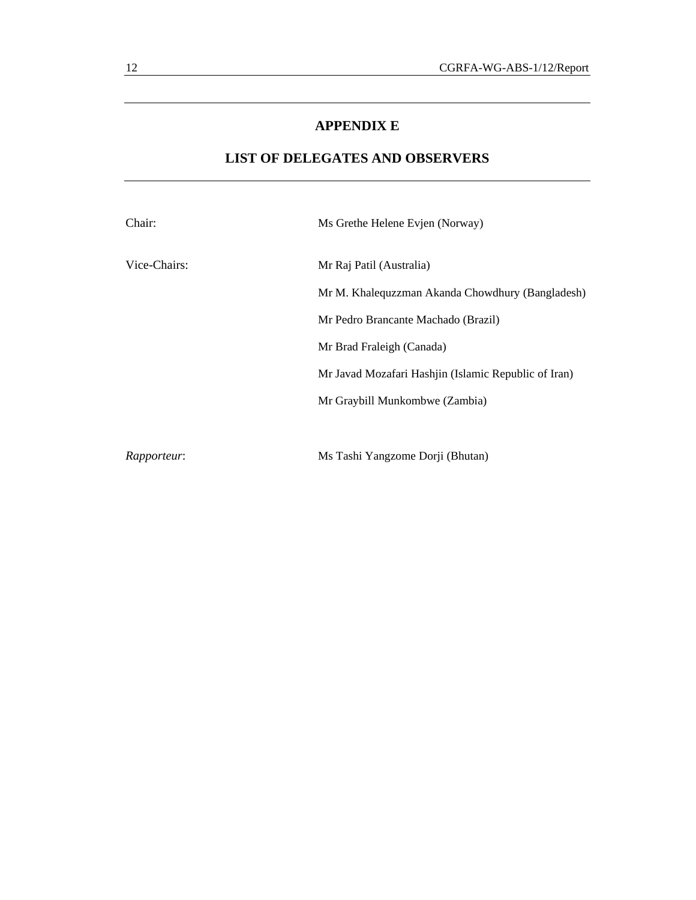# APPENDIX E

## LIST OF DELEGATES AND OBSERVERS

| | |
|---|---|
| Chair: | Ms Grethe Helene Evjen (Norway) |
| Vice-Chairs: | Mr Raj Patil (Australia) |
| | Mr M. Khalequzzman Akanda Chowdhury (Bangladesh) |
| | Mr Pedro Brancante Machado (Brazil) |
| | Mr Brad Fraleigh (Canada) |
| | Mr Javad Mozafari Hashjin (Islamic Republic of Iran) |
| | Mr Graybill Munkombwe (Zambia) |
| *Rapporteur*: | Ms Tashi Yangzome Dorji (Bhutan) |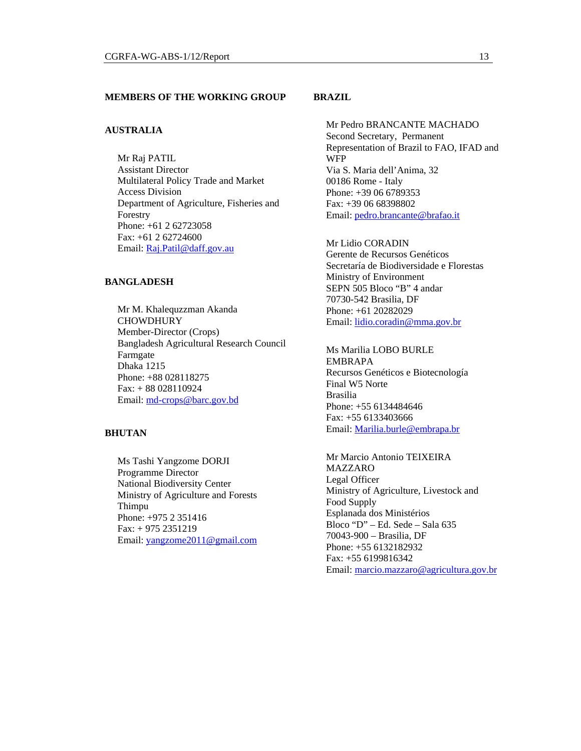**MEMBERS OF THE WORKING GROUP**

**AUSTRALIA**

Mr Raj PATIL
Assistant Director
Multilateral Policy Trade and Market Access Division
Department of Agriculture, Fisheries and Forestry
Phone: +61 2 62723058
Fax: +61 2 62724600
Email: Raj.Patil@daff.gov.au

**BANGLADESH**

Mr M. Khalequzzman Akanda CHOWDHURY
Member-Director (Crops)
Bangladesh Agricultural Research Council
Farmgate
Dhaka 1215
Phone: +88 028118275
Fax: + 88 028110924
Email: md-crops@barc.gov.bd

**BHUTAN**

Ms Tashi Yangzome DORJI
Programme Director
National Biodiversity Center
Ministry of Agriculture and Forests
Thimpu
Phone: +975 2 351416
Fax: + 975 2351219
Email: yangzome2011@gmail.com

**BRAZIL**

Mr Pedro BRANCANTE MACHADO
Second Secretary, Permanent Representation of Brazil to FAO, IFAD and WFP
Via S. Maria dell'Anima, 32
00186 Rome - Italy
Phone: +39 06 6789353
Fax: +39 06 68398802
Email: pedro.brancante@brafao.it

Mr Lidio CORADIN
Gerente de Recursos Genéticos
Secretaría de Biodiversidade e Florestas
Ministry of Environment
SEPN 505 Bloco "B" 4 andar
70730-542 Brasilia, DF
Phone: +61 20282029
Email: lidio.coradin@mma.gov.br

Ms Marilia LOBO BURLE
EMBRAPA
Recursos Genéticos e Biotecnología
Final W5 Norte
Brasilia
Phone: +55 6134484646
Fax: +55 6133403666
Email: Marilia.burle@embrapa.br

Mr Marcio Antonio TEIXEIRA MAZZARO
Legal Officer
Ministry of Agriculture, Livestock and Food Supply
Esplanada dos Ministérios
Bloco "D" – Ed. Sede – Sala 635
70043-900 – Brasilia, DF
Phone: +55 6132182932
Fax: +55 6199816342
Email: marcio.mazzaro@agricultura.gov.br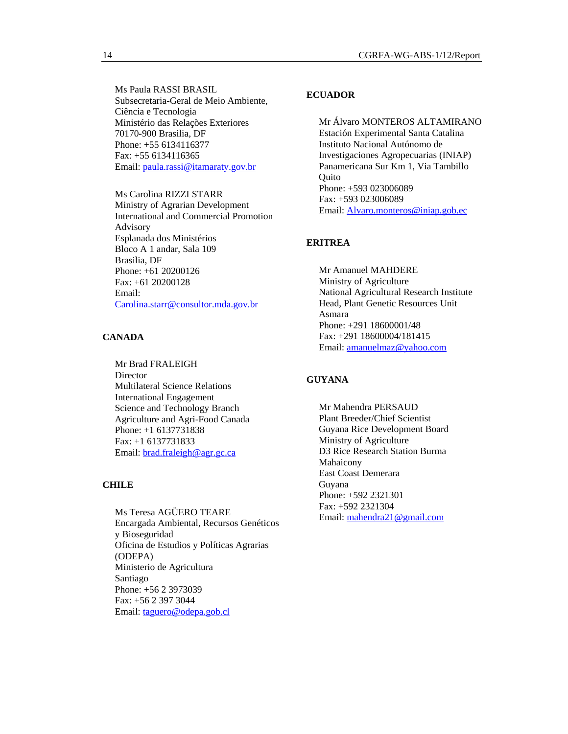Ms Paula RASSI BRASIL
Subsecretaria-Geral de Meio Ambiente, Ciência e Tecnologia
Ministério das Relações Exteriores
70170-900 Brasilia, DF
Phone: +55 6134116377
Fax: +55 6134116365
Email: paula.rassi@itamaraty.gov.br

Ms Carolina RIZZI STARR
Ministry of Agrarian Development
International and Commercial Promotion Advisory
Esplanada dos Ministérios
Bloco A 1 andar, Sala 109
Brasilia, DF
Phone: +61 20200126
Fax: +61 20200128
Email: Carolina.starr@consultor.mda.gov.br

**CANADA**

Mr Brad FRALEIGH
Director
Multilateral Science Relations
International Engagement
Science and Technology Branch
Agriculture and Agri-Food Canada
Phone: +1 6137731838
Fax: +1 6137731833
Email: brad.fraleigh@agr.gc.ca

**CHILE**

Ms Teresa AGÜERO TEARE
Encargada Ambiental, Recursos Genéticos y Bioseguridad
Oficina de Estudios y Políticas Agrarias (ODEPA)
Ministerio de Agricultura
Santiago
Phone: +56 2 3973039
Fax: +56 2 397 3044
Email: taguero@odepa.gob.cl

**ECUADOR**

Mr Álvaro MONTEROS ALTAMIRANO
Estación Experimental Santa Catalina
Instituto Nacional Autónomo de Investigaciones Agropecuarias (INIAP)
Panamericana Sur Km 1, Via Tambillo
Quito
Phone: +593 023006089
Fax: +593 023006089
Email: Alvaro.monteros@iniap.gob.ec

**ERITREA**

Mr Amanuel MAHDERE
Ministry of Agriculture
National Agricultural Research Institute
Head, Plant Genetic Resources Unit
Asmara
Phone: +291 18600001/48
Fax: +291 18600004/181415
Email: amanuelmaz@yahoo.com

**GUYANA**

Mr Mahendra PERSAUD
Plant Breeder/Chief Scientist
Guyana Rice Development Board
Ministry of Agriculture
D3 Rice Research Station Burma
Mahaicony
East Coast Demerara
Guyana
Phone: +592 2321301
Fax: +592 2321304
Email: mahendra21@gmail.com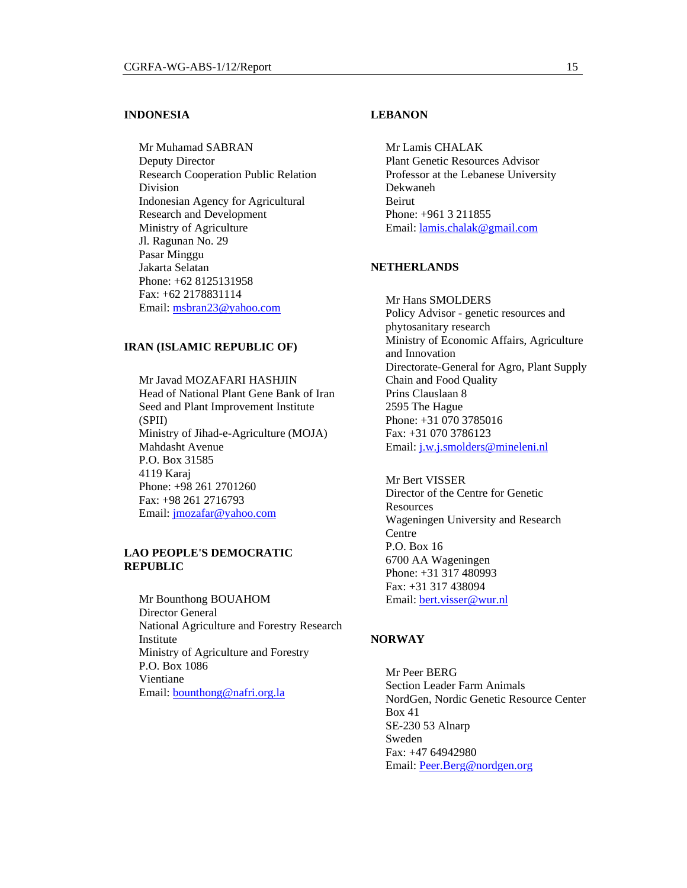**INDONESIA**

Mr Muhamad SABRAN
Deputy Director
Research Cooperation Public Relation Division
Indonesian Agency for Agricultural Research and Development
Ministry of Agriculture
Jl. Ragunan No. 29
Pasar Minggu
Jakarta Selatan
Phone: +62 8125131958
Fax: +62 2178831114
Email: msbran23@yahoo.com

**IRAN (ISLAMIC REPUBLIC OF)**

Mr Javad MOZAFARI HASHJIN
Head of National Plant Gene Bank of Iran
Seed and Plant Improvement Institute (SPII)
Ministry of Jihad-e-Agriculture (MOJA)
Mahdasht Avenue
P.O. Box 31585
4119 Karaj
Phone: +98 261 2701260
Fax: +98 261 2716793
Email: jmozafar@yahoo.com

**LAO PEOPLE'S DEMOCRATIC REPUBLIC**

Mr Bounthong BOUAHOM
Director General
National Agriculture and Forestry Research Institute
Ministry of Agriculture and Forestry
P.O. Box 1086
Vientiane
Email: bounthong@nafri.org.la

**LEBANON**

Mr Lamis CHALAK
Plant Genetic Resources Advisor
Professor at the Lebanese University
Dekwaneh
Beirut
Phone: +961 3 211855
Email: lamis.chalak@gmail.com

**NETHERLANDS**

Mr Hans SMOLDERS
Policy Advisor - genetic resources and phytosanitary research
Ministry of Economic Affairs, Agriculture and Innovation
Directorate-General for Agro, Plant Supply Chain and Food Quality
Prins Clauslaan 8
2595 The Hague
Phone: +31 070 3785016
Fax: +31 070 3786123
Email: j.w.j.smolders@mineleni.nl

Mr Bert VISSER
Director of the Centre for Genetic Resources
Wageningen University and Research Centre
P.O. Box 16
6700 AA Wageningen
Phone: +31 317 480993
Fax: +31 317 438094
Email: bert.visser@wur.nl

**NORWAY**

Mr Peer BERG
Section Leader Farm Animals
NordGen, Nordic Genetic Resource Center
Box 41
SE-230 53 Alnarp
Sweden
Fax: +47 64942980
Email: Peer.Berg@nordgen.org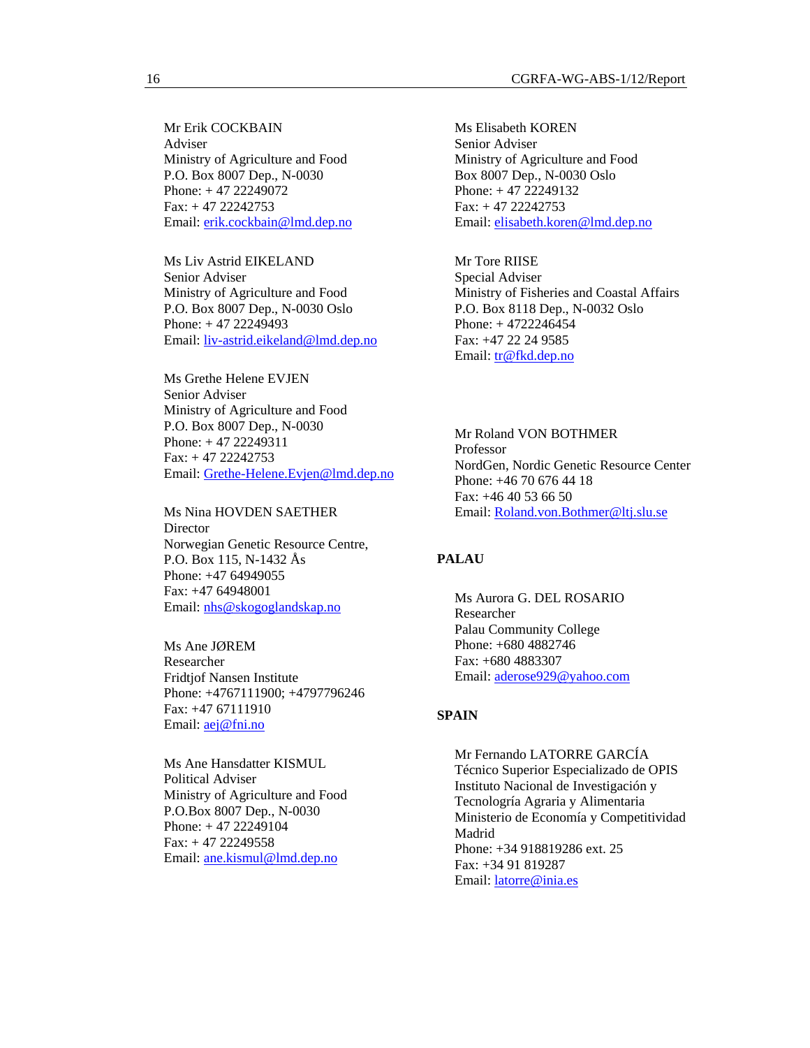Mr Erik COCKBAIN
Adviser
Ministry of Agriculture and Food
P.O. Box 8007 Dep., N-0030
Phone: + 47 22249072
Fax: + 47 22242753
Email: erik.cockbain@lmd.dep.no

Ms Liv Astrid EIKELAND
Senior Adviser
Ministry of Agriculture and Food
P.O. Box 8007 Dep., N-0030 Oslo
Phone: + 47 22249493
Email: liv-astrid.eikeland@lmd.dep.no

Ms Grethe Helene EVJEN
Senior Adviser
Ministry of Agriculture and Food
P.O. Box 8007 Dep., N-0030
Phone: + 47 22249311
Fax: + 47 22242753
Email: Grethe-Helene.Evjen@lmd.dep.no

Ms Nina HOVDEN SAETHER
Director
Norwegian Genetic Resource Centre,
P.O. Box 115, N-1432 Ås
Phone: +47 64949055
Fax: +47 64948001
Email: nhs@skogoglandskap.no

Ms Ane JØREM
Researcher
Fridtjof Nansen Institute
Phone: +4767111900; +4797796246
Fax: +47 67111910
Email: aej@fni.no

Ms Ane Hansdatter KISMUL
Political Adviser
Ministry of Agriculture and Food
P.O.Box 8007 Dep., N-0030
Phone: + 47 22249104
Fax: + 47 22249558
Email: ane.kismul@lmd.dep.no

Ms Elisabeth KOREN
Senior Adviser
Ministry of Agriculture and Food
Box 8007 Dep., N-0030 Oslo
Phone: + 47 22249132
Fax: + 47 22242753
Email: elisabeth.koren@lmd.dep.no

Mr Tore RIISE
Special Adviser
Ministry of Fisheries and Coastal Affairs
P.O. Box 8118 Dep., N-0032 Oslo
Phone: + 4722246454
Fax: +47 22 24 9585
Email: tr@fkd.dep.no

Mr Roland VON BOTHMER
Professor
NordGen, Nordic Genetic Resource Center
Phone: +46 70 676 44 18
Fax: +46 40 53 66 50
Email: Roland.von.Bothmer@ltj.slu.se

**PALAU**

Ms Aurora G. DEL ROSARIO
Researcher
Palau Community College
Phone: +680 4882746
Fax: +680 4883307
Email: aderose929@yahoo.com

**SPAIN**

Mr Fernando LATORRE GARCÍA
Técnico Superior Especializado de OPIS
Instituto Nacional de Investigación y
Tecnología Agraria y Alimentaria
Ministerio de Economía y Competitividad
Madrid
Phone: +34 918819286 ext. 25
Fax: +34 91 819287
Email: latorre@inia.es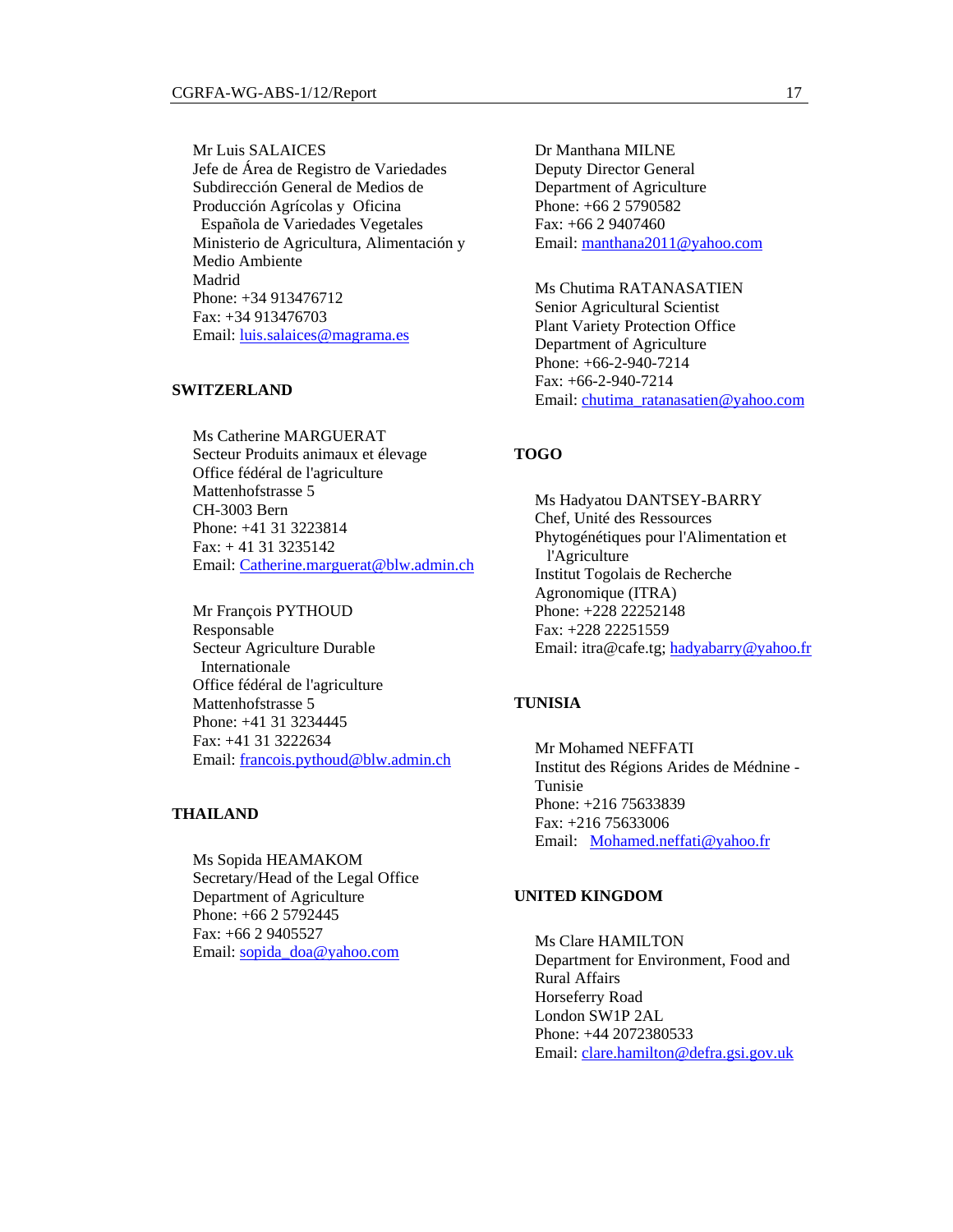Mr Luis SALAICES
Jefe de Área de Registro de Variedades
Subdirección General de Medios de Producción Agrícolas y Oficina Española de Variedades Vegetales
Ministerio de Agricultura, Alimentación y Medio Ambiente
Madrid
Phone: +34 913476712
Fax: +34 913476703
Email: luis.salaices@magrama.es

**SWITZERLAND**

Ms Catherine MARGUERAT
Secteur Produits animaux et élevage
Office fédéral de l'agriculture
Mattenhofstrasse 5
CH-3003 Bern
Phone: +41 31 3223814
Fax: + 41 31 3235142
Email: Catherine.marguerat@blw.admin.ch

Mr François PYTHOUD
Responsable
Secteur Agriculture Durable Internationale
Office fédéral de l'agriculture
Mattenhofstrasse 5
Phone: +41 31 3234445
Fax: +41 31 3222634
Email: francois.pythoud@blw.admin.ch

**THAILAND**

Ms Sopida HEAMAKOM
Secretary/Head of the Legal Office
Department of Agriculture
Phone: +66 2 5792445
Fax: +66 2 9405527
Email: sopida_doa@yahoo.com

Dr Manthana MILNE
Deputy Director General
Department of Agriculture
Phone: +66 2 5790582
Fax: +66 2 9407460
Email: manthana2011@yahoo.com

Ms Chutima RATANASATIEN
Senior Agricultural Scientist
Plant Variety Protection Office
Department of Agriculture
Phone: +66-2-940-7214
Fax: +66-2-940-7214
Email: chutima_ratanasatien@yahoo.com

**TOGO**

Ms Hadyatou DANTSEY-BARRY
Chef, Unité des Ressources Phytogénétiques pour l'Alimentation et l'Agriculture
Institut Togolais de Recherche Agronomique (ITRA)
Phone: +228 22252148
Fax: +228 22251559
Email: itra@cafe.tg; hadyabarry@yahoo.fr

**TUNISIA**

Mr Mohamed NEFFATI
Institut des Régions Arides de Médnine - Tunisie
Phone: +216 75633839
Fax: +216 75633006
Email: Mohamed.neffati@yahoo.fr

**UNITED KINGDOM**

Ms Clare HAMILTON
Department for Environment, Food and Rural Affairs
Horseferry Road
London SW1P 2AL
Phone: +44 2072380533
Email: clare.hamilton@defra.gsi.gov.uk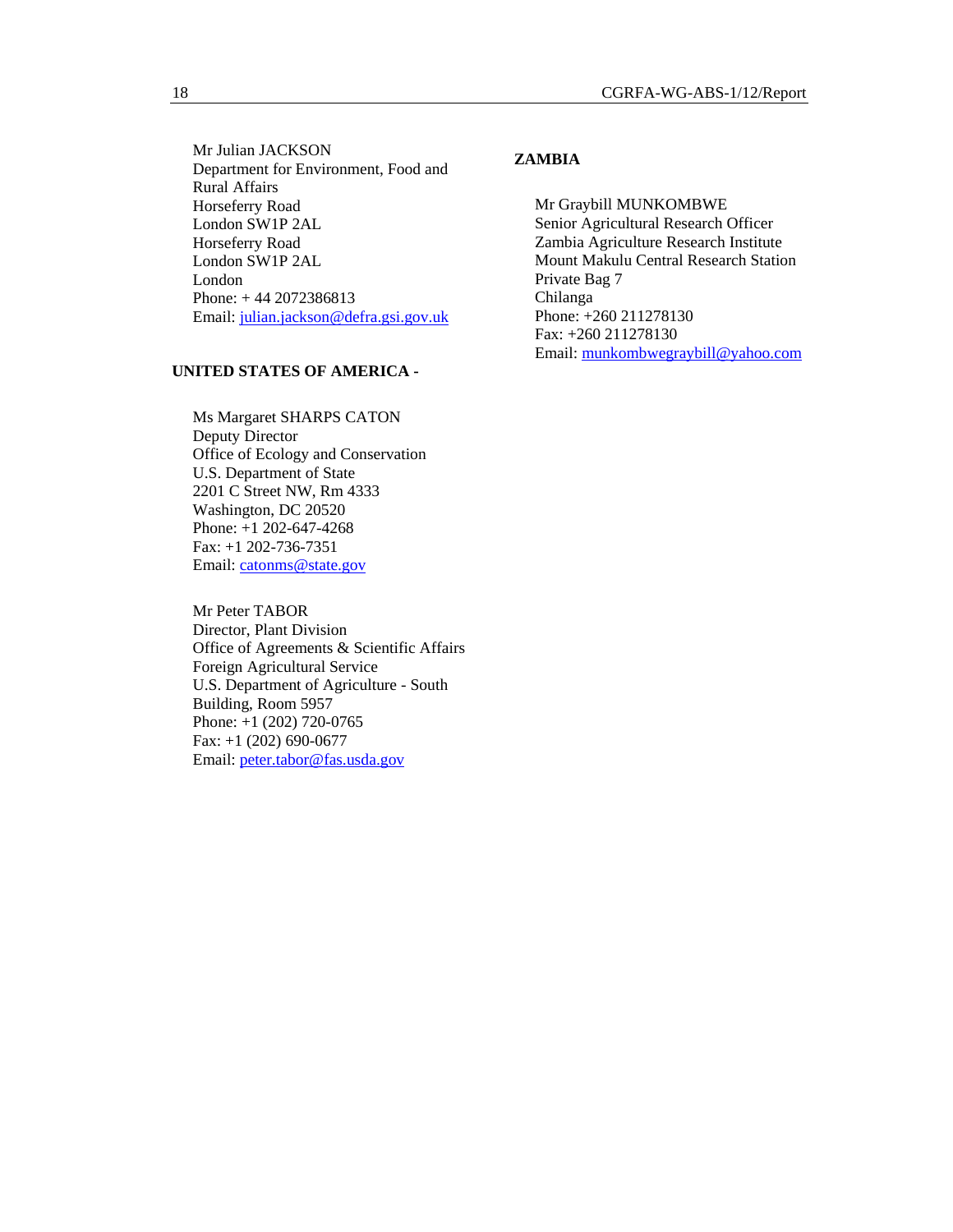Mr Julian JACKSON
Department for Environment, Food and Rural Affairs
Horseferry Road
London SW1P 2AL
Horseferry Road
London SW1P 2AL
London
Phone: + 44 2072386813
Email: julian.jackson@defra.gsi.gov.uk

**UNITED STATES OF AMERICA -**

Ms Margaret SHARPS CATON
Deputy Director
Office of Ecology and Conservation
U.S. Department of State
2201 C Street NW, Rm 4333
Washington, DC 20520
Phone: +1 202-647-4268
Fax: +1 202-736-7351
Email: catonms@state.gov

Mr Peter TABOR
Director, Plant Division
Office of Agreements & Scientific Affairs
Foreign Agricultural Service
U.S. Department of Agriculture - South Building, Room 5957
Phone: +1 (202) 720-0765
Fax: +1 (202) 690-0677
Email: peter.tabor@fas.usda.gov

**ZAMBIA**

Mr Graybill MUNKOMBWE
Senior Agricultural Research Officer
Zambia Agriculture Research Institute
Mount Makulu Central Research Station
Private Bag 7
Chilanga
Phone: +260 211278130
Fax: +260 211278130
Email: munkombwegraybill@yahoo.com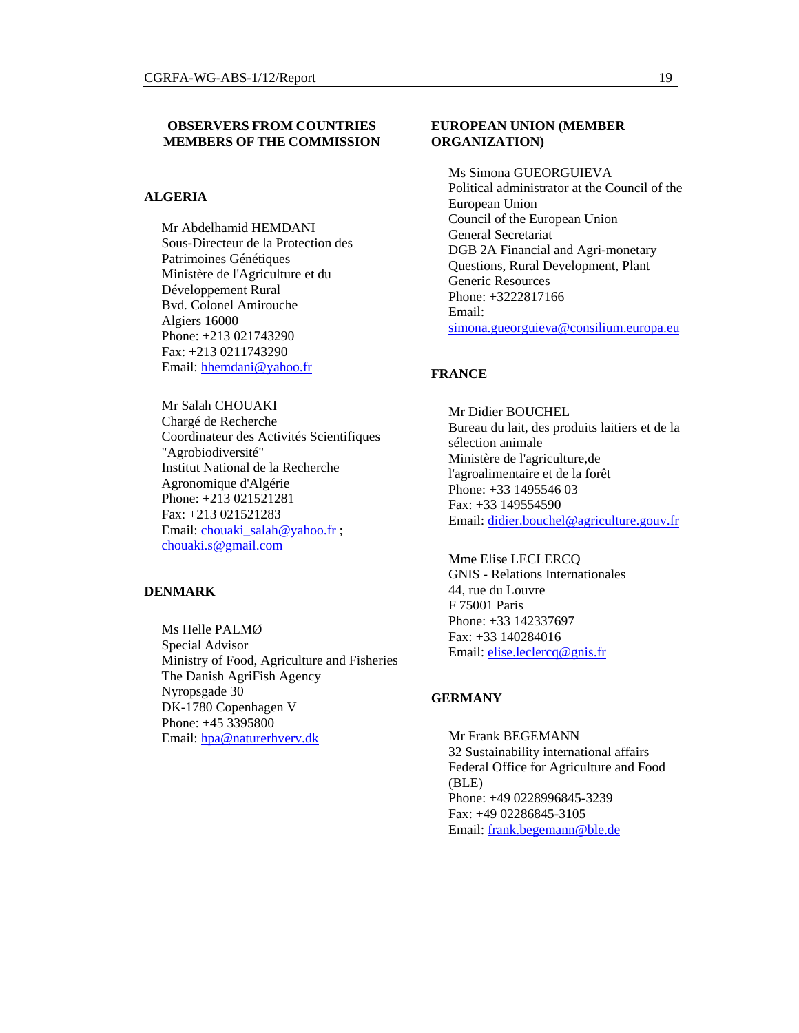## OBSERVERS FROM COUNTRIES MEMBERS OF THE COMMISSION

### ALGERIA

Mr Abdelhamid HEMDANI
Sous-Directeur de la Protection des Patrimoines Génétiques
Ministère de l'Agriculture et du Développement Rural
Bvd. Colonel Amirouche
Algiers 16000
Phone: +213 021743290
Fax: +213 0211743290
Email: hhemdani@yahoo.fr

Mr Salah CHOUAKI
Chargé de Recherche
Coordinateur des Activités Scientifiques "Agrobiodiversité"
Institut National de la Recherche Agronomique d'Algérie
Phone: +213 021521281
Fax: +213 021521283
Email: chouaki_salah@yahoo.fr ; chouaki.s@gmail.com

### DENMARK

Ms Helle PALMØ
Special Advisor
Ministry of Food, Agriculture and Fisheries
The Danish AgriFish Agency
Nyropsgade 30
DK-1780 Copenhagen V
Phone: +45 3395800
Email: hpa@naturerhverv.dk

### EUROPEAN UNION (MEMBER ORGANIZATION)

Ms Simona GUEORGUIEVA
Political administrator at the Council of the European Union
Council of the European Union
General Secretariat
DGB 2A Financial and Agri-monetary Questions, Rural Development, Plant Generic Resources
Phone: +3222817166
Email: simona.gueorguieva@consilium.europa.eu

### FRANCE

Mr Didier BOUCHEL
Bureau du lait, des produits laitiers et de la sélection animale
Ministère de l'agriculture,de l'agroalimentaire et de la forêt
Phone: +33 1495546 03
Fax: +33 149554590
Email: didier.bouchel@agriculture.gouv.fr

Mme Elise LECLERCQ
GNIS - Relations Internationales
44, rue du Louvre
F 75001 Paris
Phone: +33 142337697
Fax: +33 140284016
Email: elise.leclercq@gnis.fr

### GERMANY

Mr Frank BEGEMANN
32 Sustainability international affairs
Federal Office for Agriculture and Food (BLE)
Phone: +49 0228996845-3239
Fax: +49 02286845-3105
Email: frank.begemann@ble.de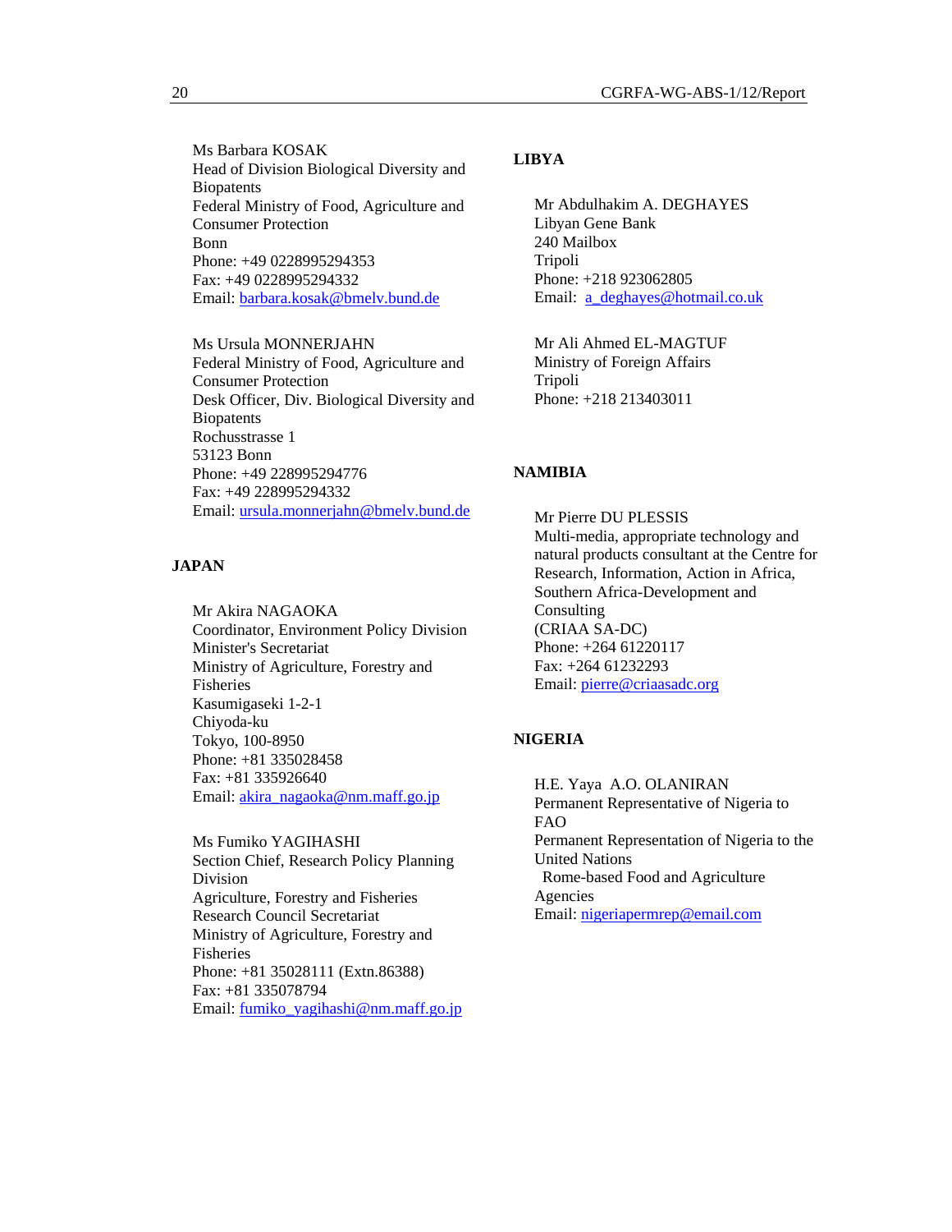Ms Barbara KOSAK
Head of Division Biological Diversity and Biopatents
Federal Ministry of Food, Agriculture and Consumer Protection
Bonn
Phone: +49 0228995294353
Fax: +49 0228995294332
Email: barbara.kosak@bmelv.bund.de

Ms Ursula MONNERJAHN
Federal Ministry of Food, Agriculture and Consumer Protection
Desk Officer, Div. Biological Diversity and Biopatents
Rochusstrasse 1
53123 Bonn
Phone: +49 228995294776
Fax: +49 228995294332
Email: ursula.monnerjahn@bmelv.bund.de

**JAPAN**

Mr Akira NAGAOKA
Coordinator, Environment Policy Division
Minister's Secretariat
Ministry of Agriculture, Forestry and Fisheries
Kasumigaseki 1-2-1
Chiyoda-ku
Tokyo, 100-8950
Phone: +81 335028458
Fax: +81 335926640
Email: akira_nagaoka@nm.maff.go.jp

Ms Fumiko YAGIHASHI
Section Chief, Research Policy Planning Division
Agriculture, Forestry and Fisheries Research Council Secretariat
Ministry of Agriculture, Forestry and Fisheries
Phone: +81 35028111 (Extn.86388)
Fax: +81 335078794
Email: fumiko_yagihashi@nm.maff.go.jp

**LIBYA**

Mr Abdulhakim A. DEGHAYES
Libyan Gene Bank
240 Mailbox
Tripoli
Phone: +218 923062805
Email: a_deghayes@hotmail.co.uk

Mr Ali Ahmed EL-MAGTUF
Ministry of Foreign Affairs
Tripoli
Phone: +218 213403011

**NAMIBIA**

Mr Pierre DU PLESSIS
Multi-media, appropriate technology and natural products consultant at the Centre for Research, Information, Action in Africa, Southern Africa-Development and Consulting
(CRIAA SA-DC)
Phone: +264 61220117
Fax: +264 61232293
Email: pierre@criaasadc.org

**NIGERIA**

H.E. Yaya A.O. OLANIRAN
Permanent Representative of Nigeria to FAO
Permanent Representation of Nigeria to the United Nations
Rome-based Food and Agriculture Agencies
Email: nigeriapermrep@email.com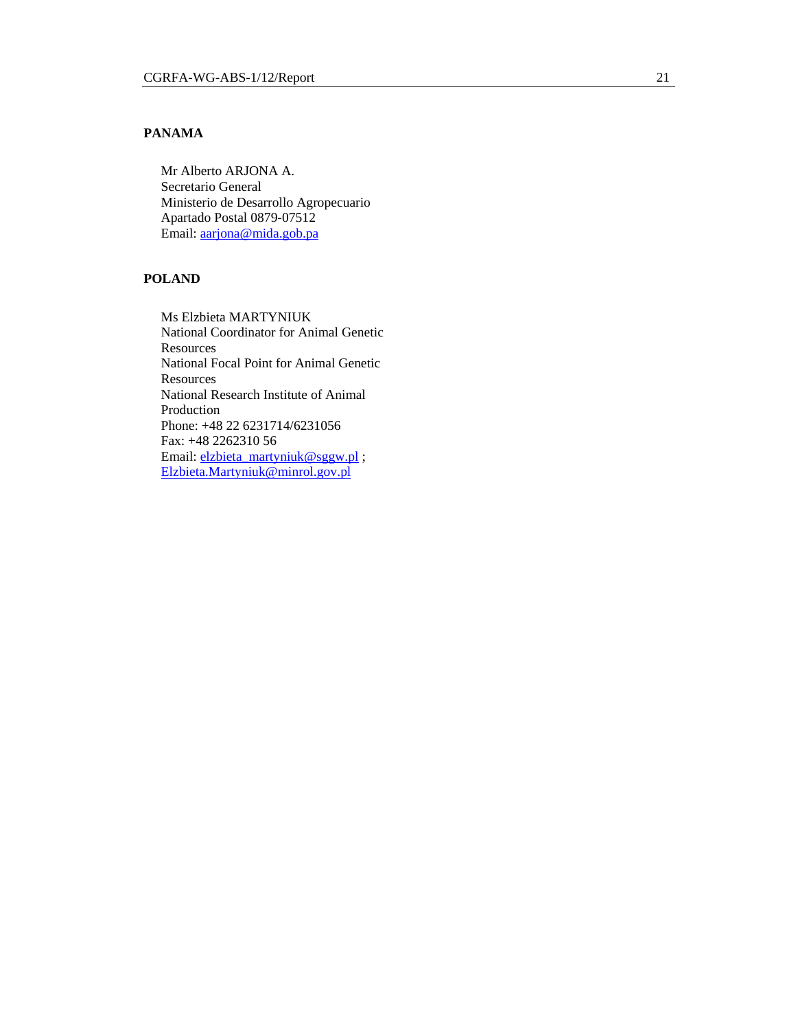**PANAMA**

Mr Alberto ARJONA A.
Secretario General
Ministerio de Desarrollo Agropecuario
Apartado Postal 0879-07512
Email: aarjona@mida.gob.pa

**POLAND**

Ms Elzbieta MARTYNIUK
National Coordinator for Animal Genetic Resources
National Focal Point for Animal Genetic Resources
National Research Institute of Animal Production
Phone: +48 22 6231714/6231056
Fax: +48 2262310 56
Email: elzbieta_martyniuk@sggw.pl ; Elzbieta.Martyniuk@minrol.gov.pl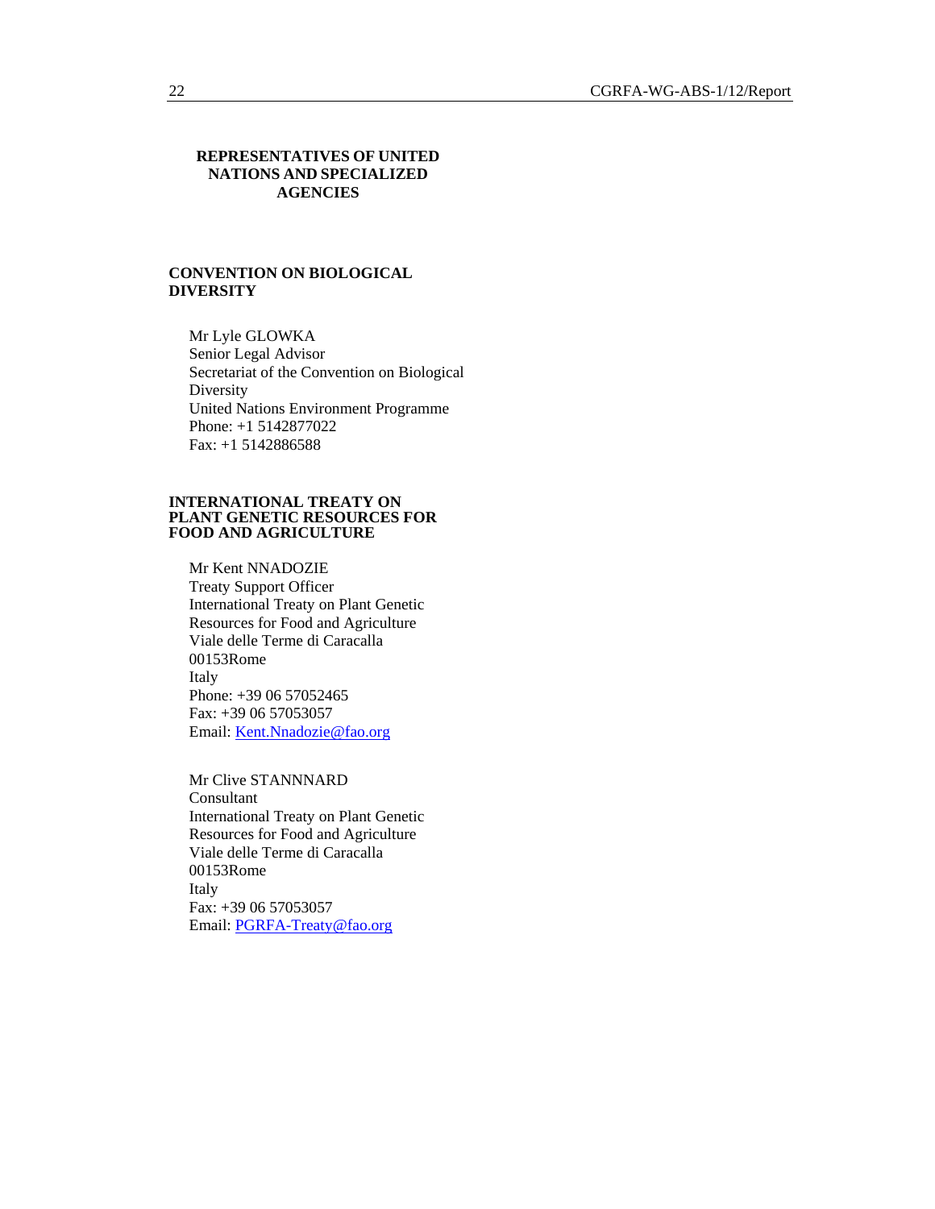## REPRESENTATIVES OF UNITED NATIONS AND SPECIALIZED AGENCIES

### CONVENTION ON BIOLOGICAL DIVERSITY

Mr Lyle GLOWKA
Senior Legal Advisor
Secretariat of the Convention on Biological Diversity
United Nations Environment Programme
Phone: +1 5142877022
Fax: +1 5142886588

### INTERNATIONAL TREATY ON PLANT GENETIC RESOURCES FOR FOOD AND AGRICULTURE

Mr Kent NNADOZIE
Treaty Support Officer
International Treaty on Plant Genetic Resources for Food and Agriculture
Viale delle Terme di Caracalla
00153Rome
Italy
Phone: +39 06 57052465
Fax: +39 06 57053057
Email: Kent.Nnadozie@fao.org

Mr Clive STANNNARD
Consultant
International Treaty on Plant Genetic Resources for Food and Agriculture
Viale delle Terme di Caracalla
00153Rome
Italy
Fax: +39 06 57053057
Email: PGRFA-Treaty@fao.org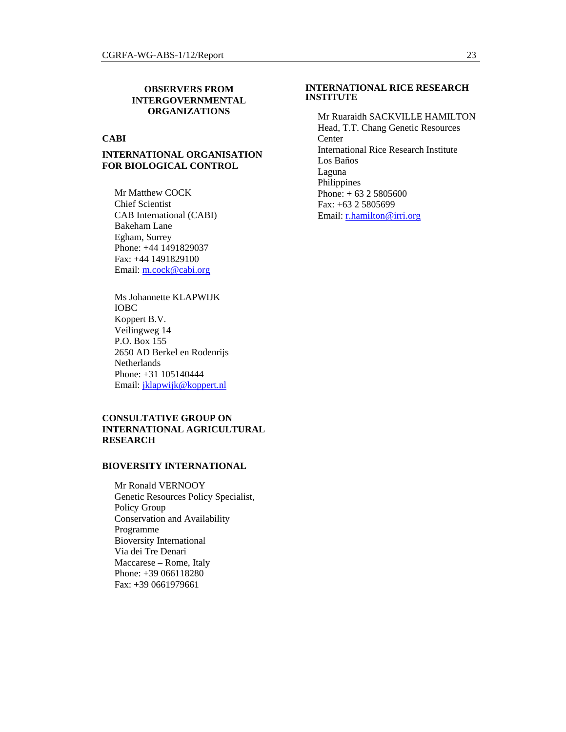### OBSERVERS FROM INTERGOVERNMENTAL ORGANIZATIONS

**CABI**

**INTERNATIONAL ORGANISATION FOR BIOLOGICAL CONTROL**

Mr Matthew COCK
Chief Scientist
CAB International (CABI)
Bakeham Lane
Egham, Surrey
Phone: +44 1491829037
Fax: +44 1491829100
Email: m.cock@cabi.org

Ms Johannette KLAPWIJK
IOBC
Koppert B.V.
Veilingweg 14
P.O. Box 155
2650 AD Berkel en Rodenrijs
Netherlands
Phone: +31 105140444
Email: jklapwijk@koppert.nl

**CONSULTATIVE GROUP ON INTERNATIONAL AGRICULTURAL RESEARCH**

**BIOVERSITY INTERNATIONAL**

Mr Ronald VERNOOY
Genetic Resources Policy Specialist, Policy Group
Conservation and Availability Programme
Bioversity International
Via dei Tre Denari
Maccarese – Rome, Italy
Phone: +39 066118280
Fax: +39 0661979661

**INTERNATIONAL RICE RESEARCH INSTITUTE**

Mr Ruaraidh SACKVILLE HAMILTON
Head, T.T. Chang Genetic Resources Center
International Rice Research Institute
Los Baños
Laguna
Philippines
Phone: + 63 2 5805600
Fax: +63 2 5805699
Email: r.hamilton@irri.org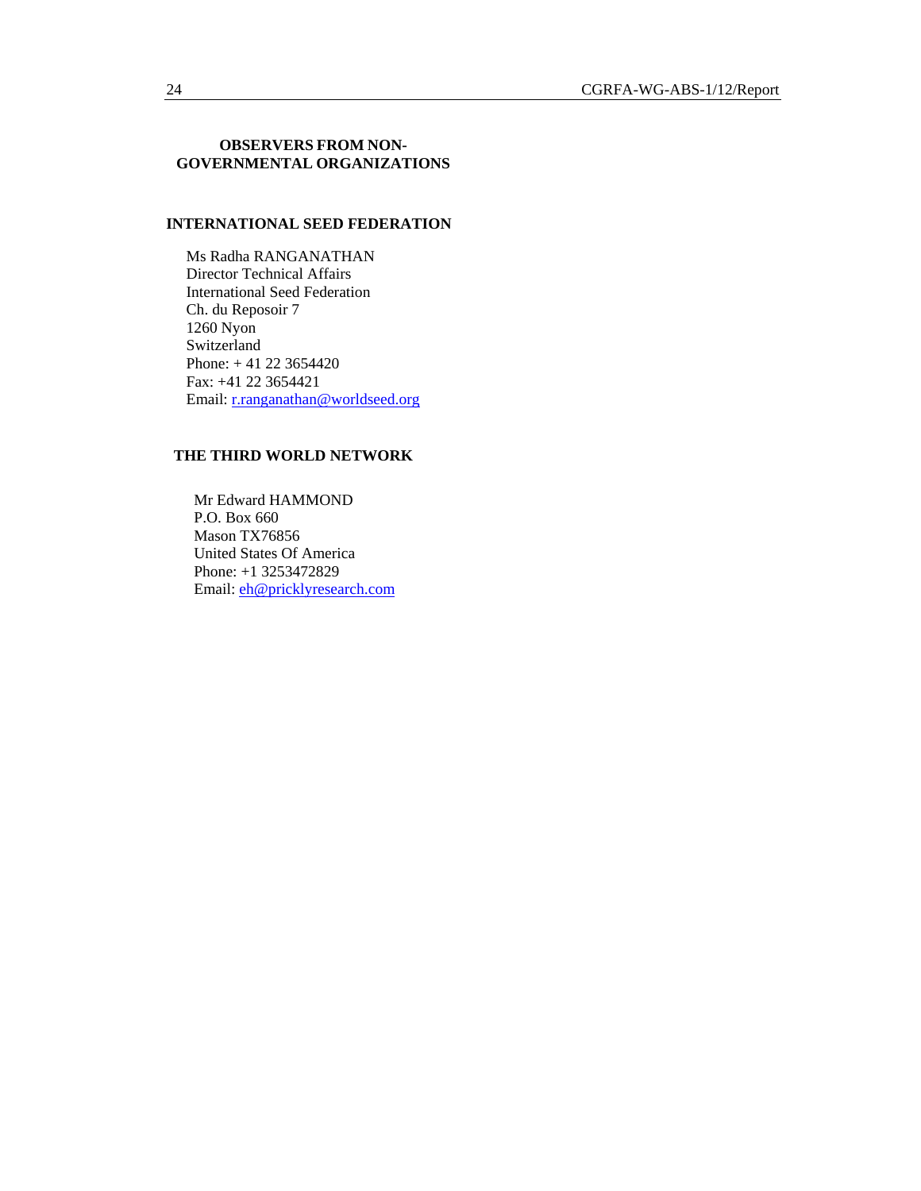## OBSERVERS FROM NON-GOVERNMENTAL ORGANIZATIONS

### INTERNATIONAL SEED FEDERATION

Ms Radha RANGANATHAN
Director Technical Affairs
International Seed Federation
Ch. du Reposoir 7
1260 Nyon
Switzerland
Phone: + 41 22 3654420
Fax: +41 22 3654421
Email: r.ranganathan@worldseed.org

### THE THIRD WORLD NETWORK

Mr Edward HAMMOND
P.O. Box 660
Mason TX76856
United States Of America
Phone: +1 3253472829
Email: eh@pricklyresearch.com